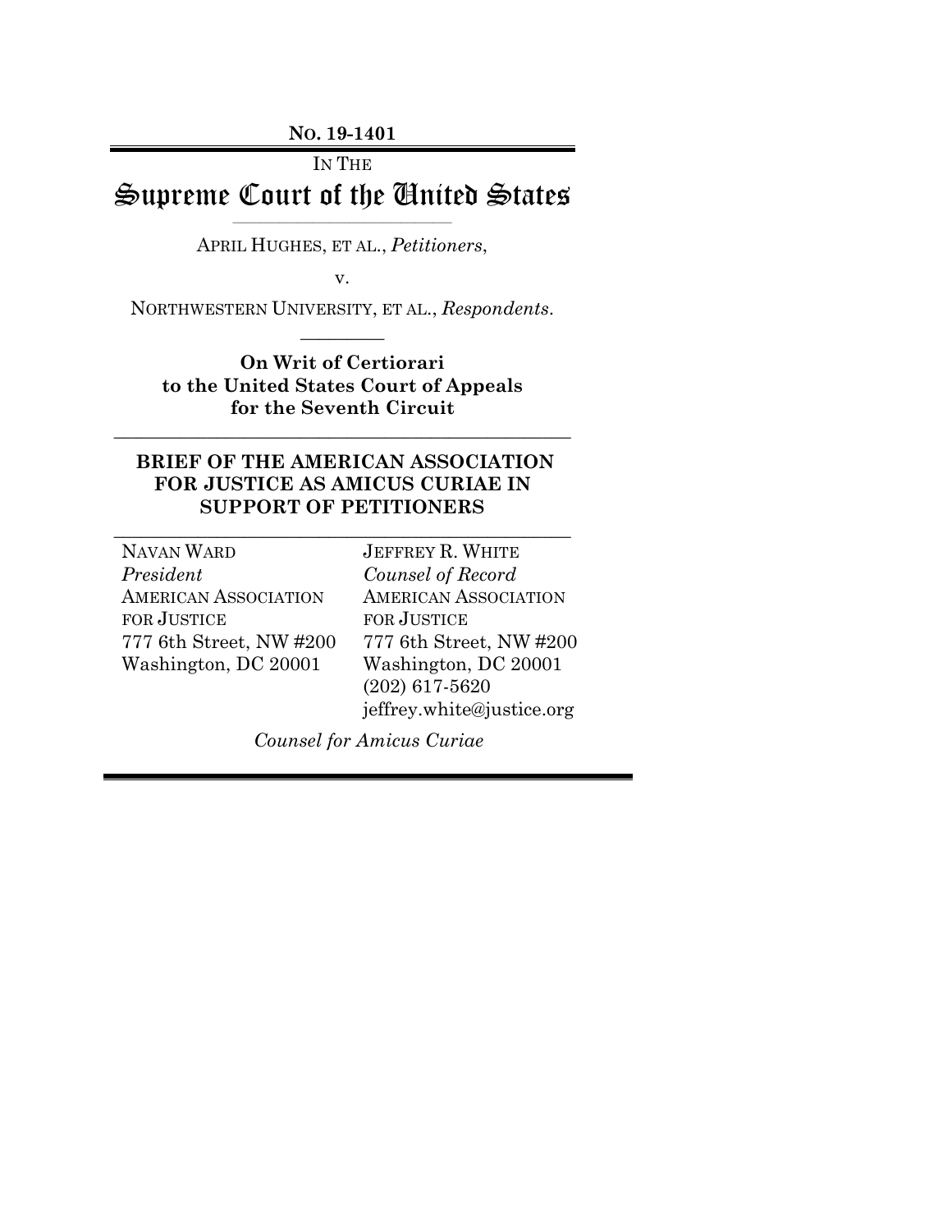**NO. 19-1401**

IN THE

# Supreme Court of the United States

APRIL HUGHES, ET AL., *Petitioners*,

v.

NORTHWESTERN UNIVERSITY, ET AL., *Respondents*.

**On Writ of Certiorari to the United States Court of Appeals for the Seventh Circuit**

## BRIEF OF THE AMERICAN ASSOCIATION FOR JUSTICE AS AMICUS CURIAE IN SUPPORT OF PETITIONERS

NAVAN WARD
*President*
AMERICAN ASSOCIATION FOR JUSTICE
777 6th Street, NW #200
Washington, DC 20001

JEFFREY R. WHITE
*Counsel of Record*
AMERICAN ASSOCIATION FOR JUSTICE
777 6th Street, NW #200
Washington, DC 20001
(202) 617-5620
jeffrey.white@justice.org

*Counsel for Amicus Curiae*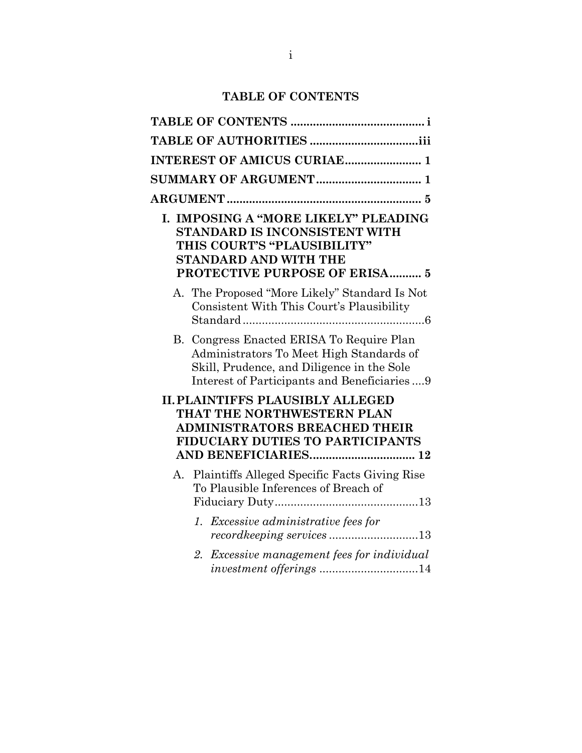## TABLE OF CONTENTS

**TABLE OF CONTENTS** .......................................... i

**TABLE OF AUTHORITIES** .................................iii

**INTEREST OF AMICUS CURIAE**....................... 1

**SUMMARY OF ARGUMENT**................................ 1

**ARGUMENT**............................................................ 5

**I. IMPOSING A "MORE LIKELY" PLEADING STANDARD IS INCONSISTENT WITH THIS COURT'S "PLAUSIBILITY" STANDARD AND WITH THE PROTECTIVE PURPOSE OF ERISA.......... 5**

A. The Proposed "More Likely" Standard Is Not Consistent With This Court's Plausibility Standard.........................................................6

B. Congress Enacted ERISA To Require Plan Administrators To Meet High Standards of Skill, Prudence, and Diligence in the Sole Interest of Participants and Beneficiaries ....9

**II. PLAINTIFFS PLAUSIBLY ALLEGED THAT THE NORTHWESTERN PLAN ADMINISTRATORS BREACHED THEIR FIDUCIARY DUTIES TO PARTICIPANTS AND BENEFICIARIES................................ 12**

A. Plaintiffs Alleged Specific Facts Giving Rise To Plausible Inferences of Breach of Fiduciary Duty............................................13

1. *Excessive administrative fees for recordkeeping services* ............................13

2. *Excessive management fees for individual investment offerings* ...............................14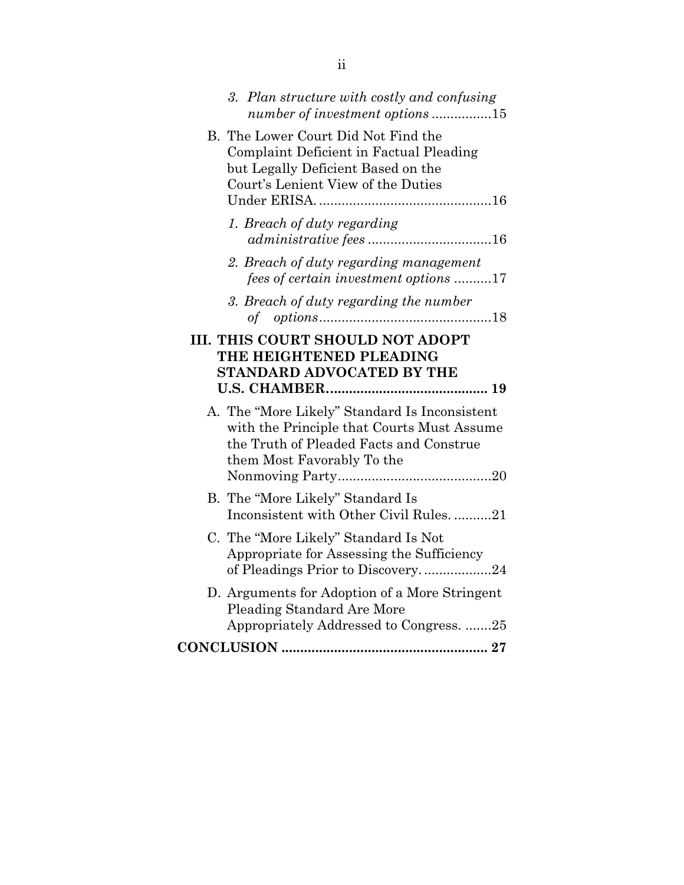3. *Plan structure with costly and confusing number of investment options* ................15

B. The Lower Court Did Not Find the Complaint Deficient in Factual Pleading but Legally Deficient Based on the Court's Lenient View of the Duties Under ERISA. ..............................................16

1. *Breach of duty regarding administrative fees* .................................16

2. *Breach of duty regarding management fees of certain investment options* ..........17

3. *Breach of duty regarding the number of options*..............................................18

**III. THIS COURT SHOULD NOT ADOPT THE HEIGHTENED PLEADING STANDARD ADVOCATED BY THE U.S. CHAMBER.......................................... 19**

A. The "More Likely" Standard Is Inconsistent with the Principle that Courts Must Assume the Truth of Pleaded Facts and Construe them Most Favorably To the Nonmoving Party.........................................20

B. The "More Likely" Standard Is Inconsistent with Other Civil Rules. ..........21

C. The "More Likely" Standard Is Not Appropriate for Assessing the Sufficiency of Pleadings Prior to Discovery. ..................24

D. Arguments for Adoption of a More Stringent Pleading Standard Are More Appropriately Addressed to Congress. .......25

**CONCLUSION ...................................................... 27**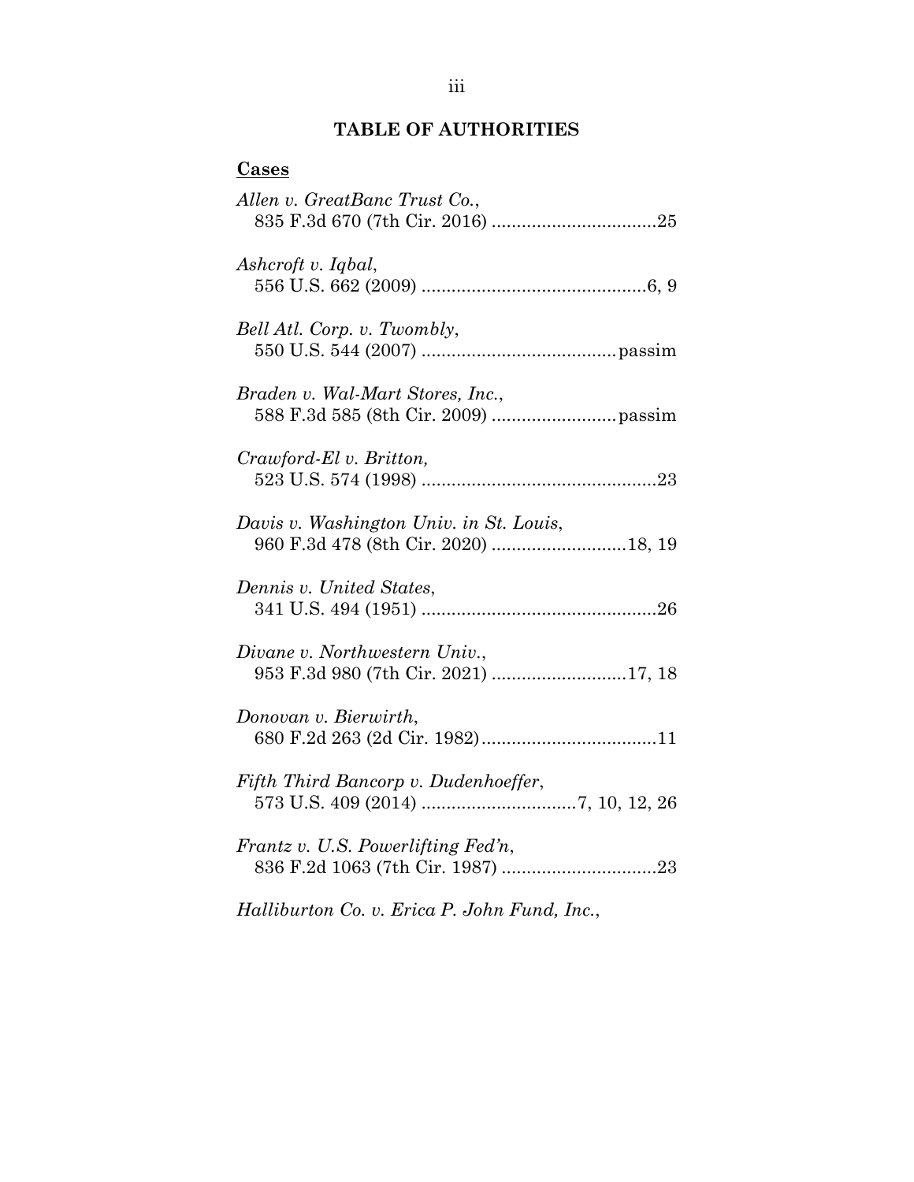# TABLE OF AUTHORITIES

## Cases

*Allen v. GreatBanc Trust Co.*,
835 F.3d 670 (7th Cir. 2016) ................................25

*Ashcroft v. Iqbal*,
556 U.S. 662 (2009) ............................................6, 9

*Bell Atl. Corp. v. Twombly*,
550 U.S. 544 (2007) ......................................passim

*Braden v. Wal-Mart Stores, Inc.*,
588 F.3d 585 (8th Cir. 2009) ........................passim

*Crawford-El v. Britton,*
523 U.S. 574 (1998) ...............................................23

*Davis v. Washington Univ. in St. Louis*,
960 F.3d 478 (8th Cir. 2020) ..........................18, 19

*Dennis v. United States*,
341 U.S. 494 (1951) ...............................................26

*Divane v. Northwestern Univ.*,
953 F.3d 980 (7th Cir. 2021) ..........................17, 18

*Donovan v. Bierwirth*,
680 F.2d 263 (2d Cir. 1982)...................................11

*Fifth Third Bancorp v. Dudenhoeffer*,
573 U.S. 409 (2014) ..............................7, 10, 12, 26

*Frantz v. U.S. Powerlifting Fed'n*,
836 F.2d 1063 (7th Cir. 1987) ...............................23

*Halliburton Co. v. Erica P. John Fund, Inc.*,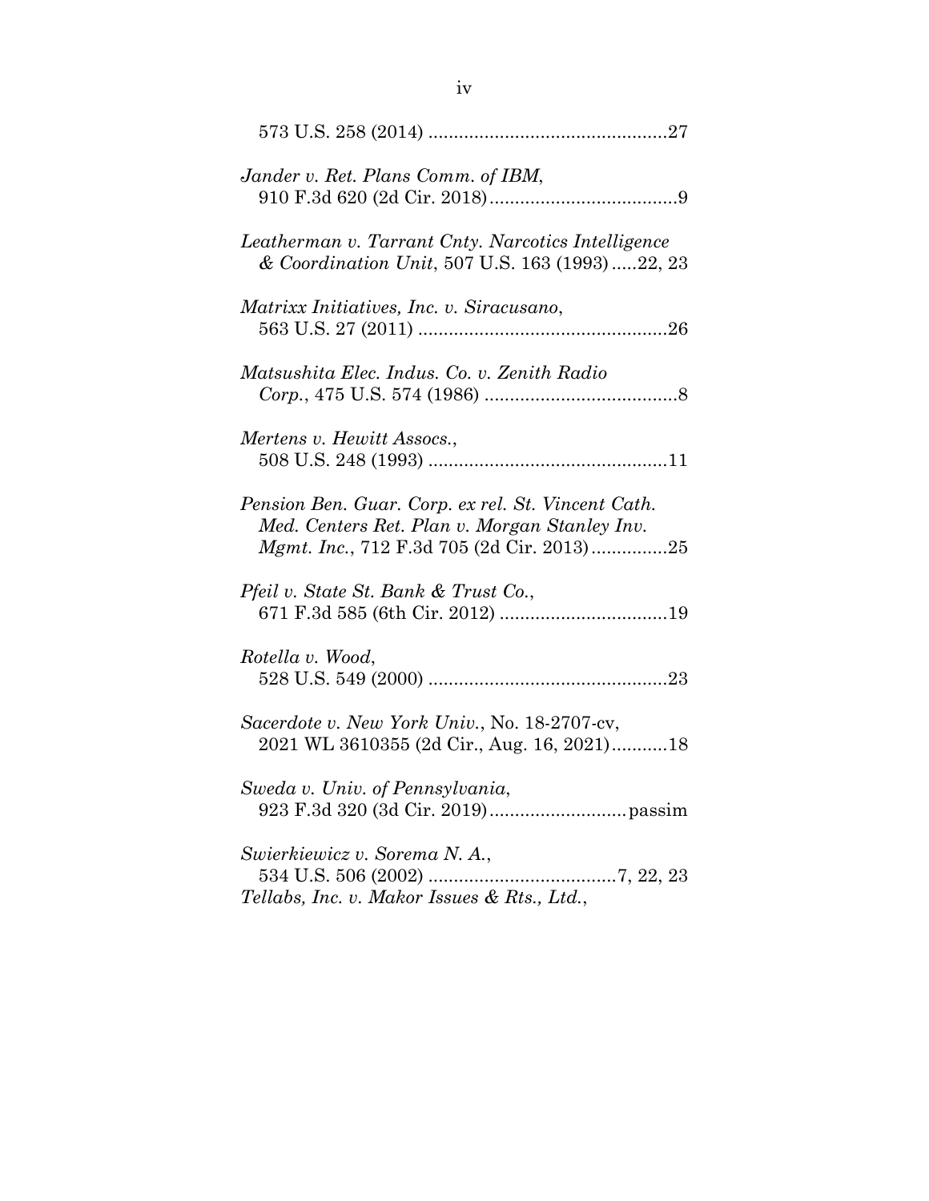573 U.S. 258 (2014) ..............................................27

*Jander v. Ret. Plans Comm. of IBM*,
910 F.3d 620 (2d Cir. 2018).....................................9

*Leatherman v. Tarrant Cnty. Narcotics Intelligence & Coordination Unit*, 507 U.S. 163 (1993).....22, 23

*Matrixx Initiatives, Inc. v. Siracusano*,
563 U.S. 27 (2011) ................................................26

*Matsushita Elec. Indus. Co. v. Zenith Radio Corp.*, 475 U.S. 574 (1986) ......................................8

*Mertens v. Hewitt Assocs.*,
508 U.S. 248 (1993) ..............................................11

*Pension Ben. Guar. Corp. ex rel. St. Vincent Cath. Med. Centers Ret. Plan v. Morgan Stanley Inv. Mgmt. Inc.*, 712 F.3d 705 (2d Cir. 2013)...............25

*Pfeil v. State St. Bank & Trust Co.*,
671 F.3d 585 (6th Cir. 2012) .................................19

*Rotella v. Wood*,
528 U.S. 549 (2000) ..............................................23

*Sacerdote v. New York Univ.*, No. 18-2707-cv,
2021 WL 3610355 (2d Cir., Aug. 16, 2021)...........18

*Sweda v. Univ. of Pennsylvania*,
923 F.3d 320 (3d Cir. 2019)...........................passim

*Swierkiewicz v. Sorema N. A.*,
534 U.S. 506 (2002) ....................................7, 22, 23

*Tellabs, Inc. v. Makor Issues & Rts., Ltd.*,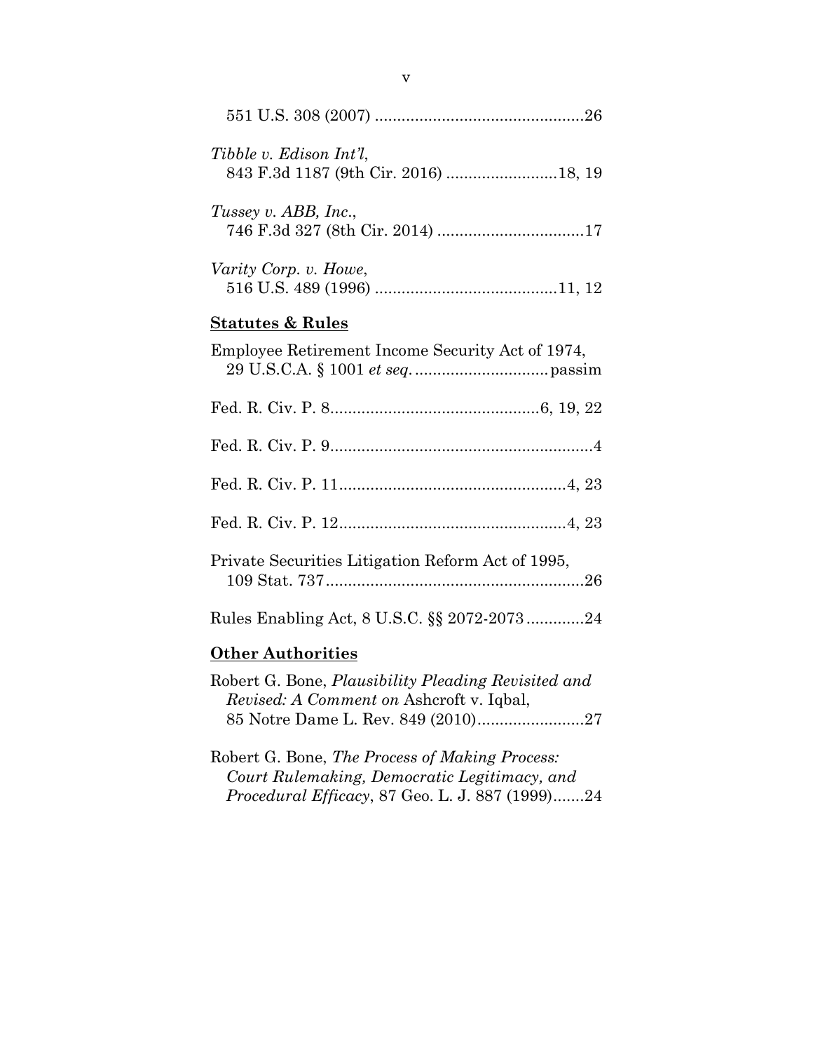551 U.S. 308 (2007) ...............................................26

*Tibble v. Edison Int'l*,
843 F.3d 1187 (9th Cir. 2016) .........................18, 19

*Tussey v. ABB, Inc.*,
746 F.3d 327 (8th Cir. 2014) .................................17

*Varity Corp. v. Howe*,
516 U.S. 489 (1996) ........................................11, 12

**Statutes & Rules**

Employee Retirement Income Security Act of 1974,
29 U.S.C.A. § 1001 *et seq.* ..............................passim

Fed. R. Civ. P. 8...............................................6, 19, 22

Fed. R. Civ. P. 9...........................................................4

Fed. R. Civ. P. 11...................................................4, 23

Fed. R. Civ. P. 12...................................................4, 23

Private Securities Litigation Reform Act of 1995,
109 Stat. 737..........................................................26

Rules Enabling Act, 8 U.S.C. §§ 2072-2073.............24

**Other Authorities**

Robert G. Bone, *Plausibility Pleading Revisited and Revised: A Comment on* Ashcroft v. Iqbal,
85 Notre Dame L. Rev. 849 (2010)........................27

Robert G. Bone, *The Process of Making Process: Court Rulemaking, Democratic Legitimacy, and Procedural Efficacy*, 87 Geo. L. J. 887 (1999).......24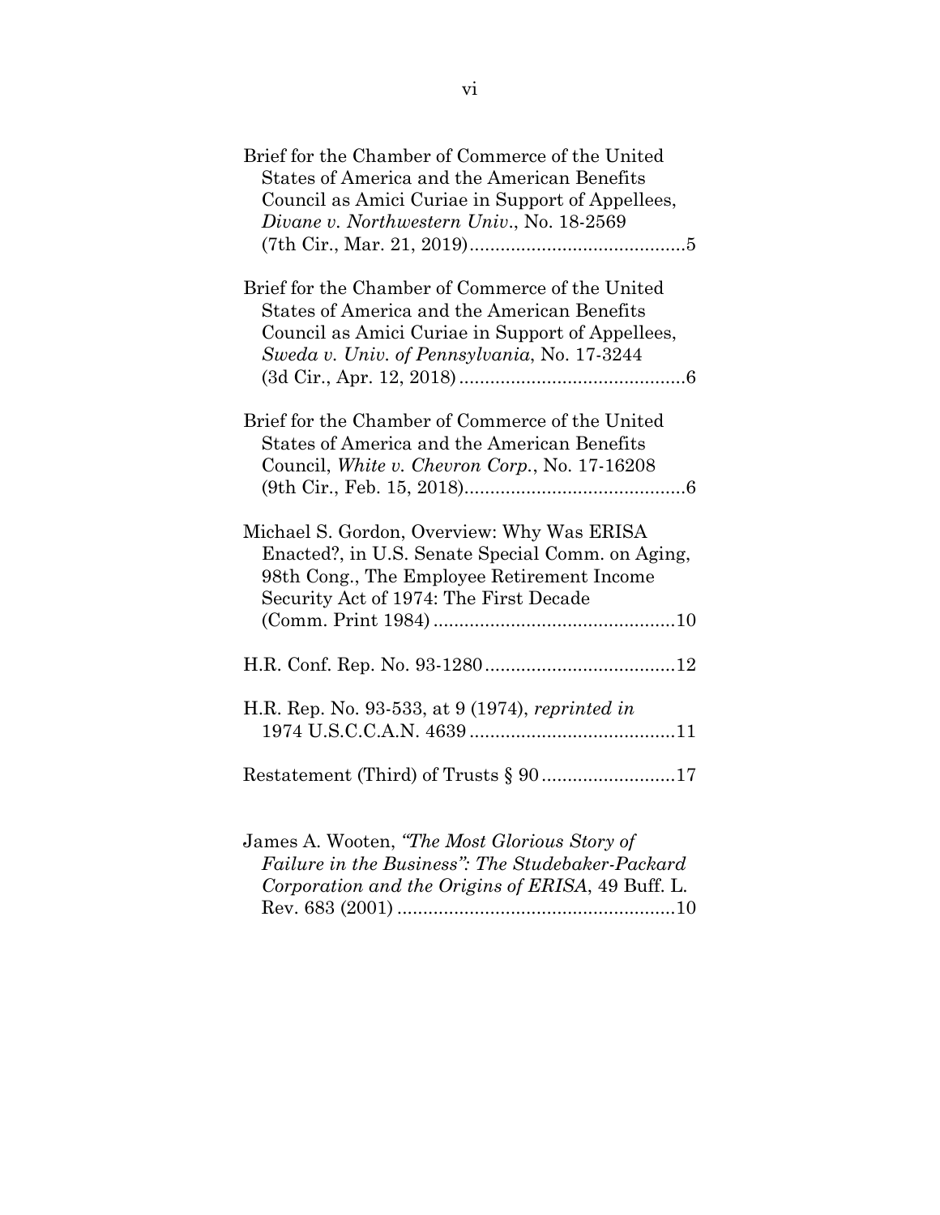Brief for the Chamber of Commerce of the United States of America and the American Benefits Council as Amici Curiae in Support of Appellees, *Divane v. Northwestern Univ.*, No. 18-2569 (7th Cir., Mar. 21, 2019)..........................................5

Brief for the Chamber of Commerce of the United States of America and the American Benefits Council as Amici Curiae in Support of Appellees, *Sweda v. Univ. of Pennsylvania*, No. 17-3244 (3d Cir., Apr. 12, 2018)............................................6

Brief for the Chamber of Commerce of the United States of America and the American Benefits Council, *White v. Chevron Corp.*, No. 17-16208 (9th Cir., Feb. 15, 2018)...........................................6

Michael S. Gordon, Overview: Why Was ERISA Enacted?, in U.S. Senate Special Comm. on Aging, 98th Cong., The Employee Retirement Income Security Act of 1974: The First Decade (Comm. Print 1984)...............................................10

H.R. Conf. Rep. No. 93-1280.....................................12

H.R. Rep. No. 93-533, at 9 (1974), *reprinted in* 1974 U.S.C.C.A.N. 4639........................................11

Restatement (Third) of Trusts § 90..........................17

James A. Wooten, *"The Most Glorious Story of Failure in the Business": The Studebaker-Packard Corporation and the Origins of ERISA*, 49 Buff. L. Rev. 683 (2001)......................................................10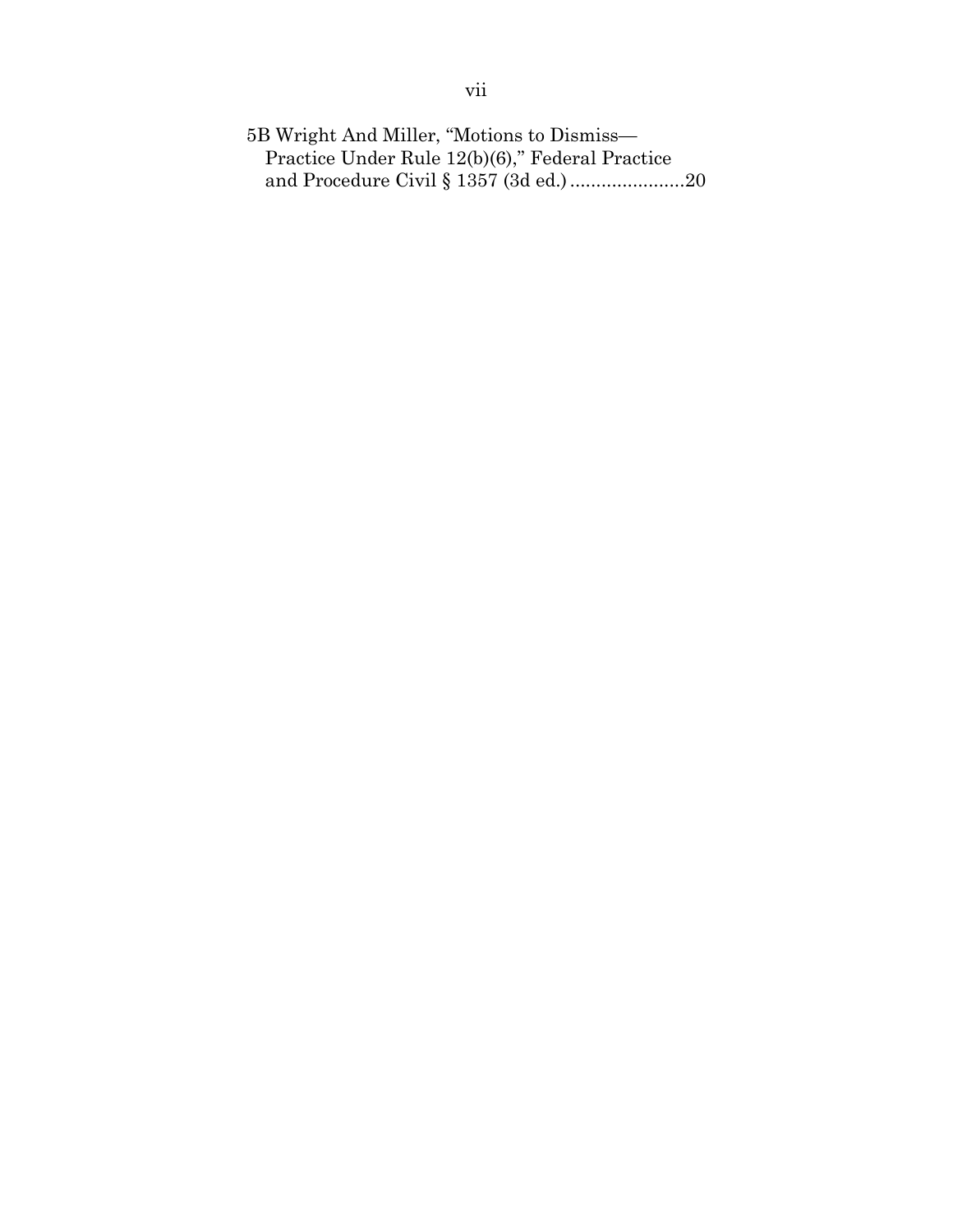5B Wright And Miller, "Motions to Dismiss—Practice Under Rule 12(b)(6)," Federal Practice and Procedure Civil § 1357 (3d ed.) ......................20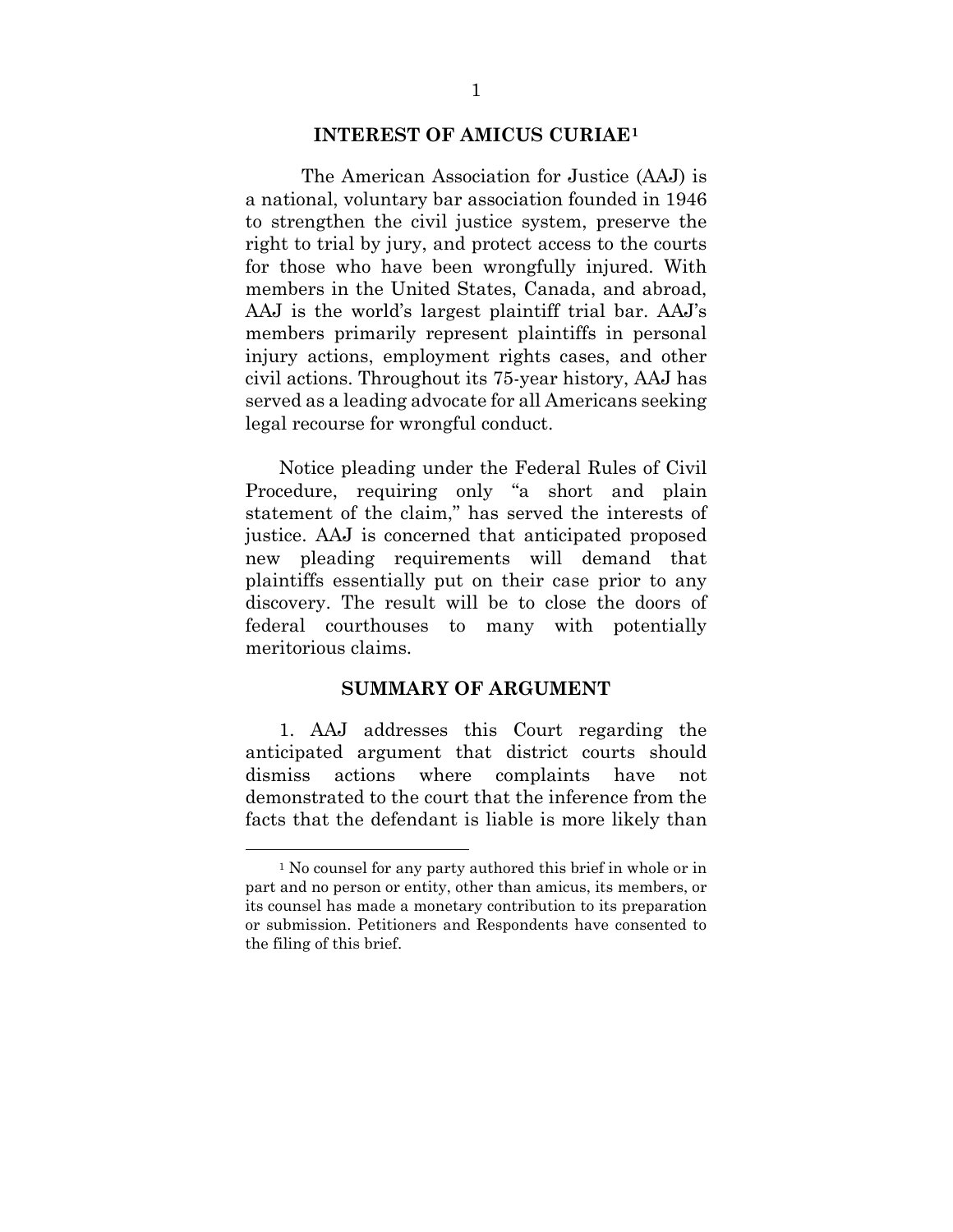## INTEREST OF AMICUS CURIAE[1]

The American Association for Justice (AAJ) is a national, voluntary bar association founded in 1946 to strengthen the civil justice system, preserve the right to trial by jury, and protect access to the courts for those who have been wrongfully injured. With members in the United States, Canada, and abroad, AAJ is the world's largest plaintiff trial bar. AAJ's members primarily represent plaintiffs in personal injury actions, employment rights cases, and other civil actions. Throughout its 75-year history, AAJ has served as a leading advocate for all Americans seeking legal recourse for wrongful conduct.

Notice pleading under the Federal Rules of Civil Procedure, requiring only "a short and plain statement of the claim," has served the interests of justice. AAJ is concerned that anticipated proposed new pleading requirements will demand that plaintiffs essentially put on their case prior to any discovery. The result will be to close the doors of federal courthouses to many with potentially meritorious claims.

## SUMMARY OF ARGUMENT

1. AAJ addresses this Court regarding the anticipated argument that district courts should dismiss actions where complaints have not demonstrated to the court that the inference from the facts that the defendant is liable is more likely than

---

[1] No counsel for any party authored this brief in whole or in part and no person or entity, other than amicus, its members, or its counsel has made a monetary contribution to its preparation or submission. Petitioners and Respondents have consented to the filing of this brief.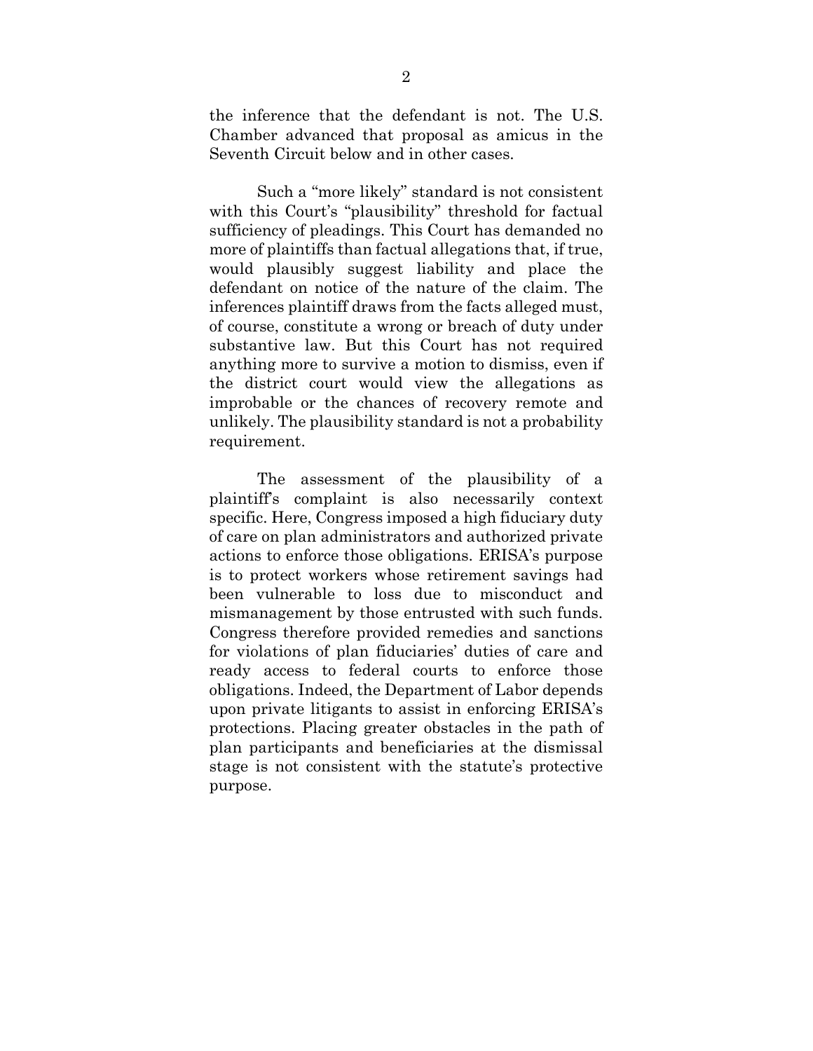the inference that the defendant is not. The U.S. Chamber advanced that proposal as amicus in the Seventh Circuit below and in other cases.

Such a "more likely" standard is not consistent with this Court's "plausibility" threshold for factual sufficiency of pleadings. This Court has demanded no more of plaintiffs than factual allegations that, if true, would plausibly suggest liability and place the defendant on notice of the nature of the claim. The inferences plaintiff draws from the facts alleged must, of course, constitute a wrong or breach of duty under substantive law. But this Court has not required anything more to survive a motion to dismiss, even if the district court would view the allegations as improbable or the chances of recovery remote and unlikely. The plausibility standard is not a probability requirement.

The assessment of the plausibility of a plaintiff's complaint is also necessarily context specific. Here, Congress imposed a high fiduciary duty of care on plan administrators and authorized private actions to enforce those obligations. ERISA's purpose is to protect workers whose retirement savings had been vulnerable to loss due to misconduct and mismanagement by those entrusted with such funds. Congress therefore provided remedies and sanctions for violations of plan fiduciaries' duties of care and ready access to federal courts to enforce those obligations. Indeed, the Department of Labor depends upon private litigants to assist in enforcing ERISA's protections. Placing greater obstacles in the path of plan participants and beneficiaries at the dismissal stage is not consistent with the statute's protective purpose.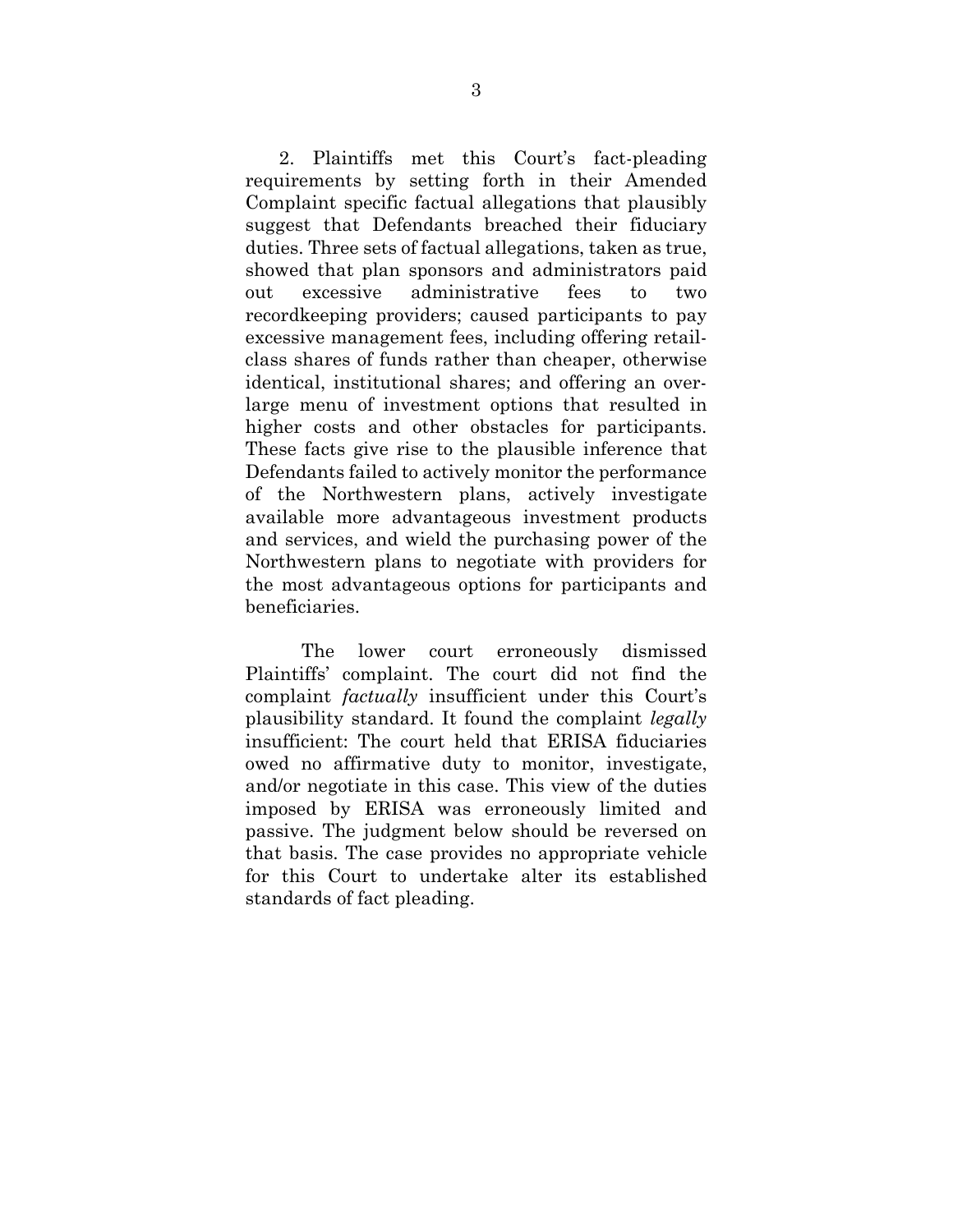2. Plaintiffs met this Court's fact-pleading requirements by setting forth in their Amended Complaint specific factual allegations that plausibly suggest that Defendants breached their fiduciary duties. Three sets of factual allegations, taken as true, showed that plan sponsors and administrators paid out excessive administrative fees to two recordkeeping providers; caused participants to pay excessive management fees, including offering retail-class shares of funds rather than cheaper, otherwise identical, institutional shares; and offering an over-large menu of investment options that resulted in higher costs and other obstacles for participants. These facts give rise to the plausible inference that Defendants failed to actively monitor the performance of the Northwestern plans, actively investigate available more advantageous investment products and services, and wield the purchasing power of the Northwestern plans to negotiate with providers for the most advantageous options for participants and beneficiaries.

The lower court erroneously dismissed Plaintiffs' complaint. The court did not find the complaint *factually* insufficient under this Court's plausibility standard. It found the complaint *legally* insufficient: The court held that ERISA fiduciaries owed no affirmative duty to monitor, investigate, and/or negotiate in this case. This view of the duties imposed by ERISA was erroneously limited and passive. The judgment below should be reversed on that basis. The case provides no appropriate vehicle for this Court to undertake alter its established standards of fact pleading.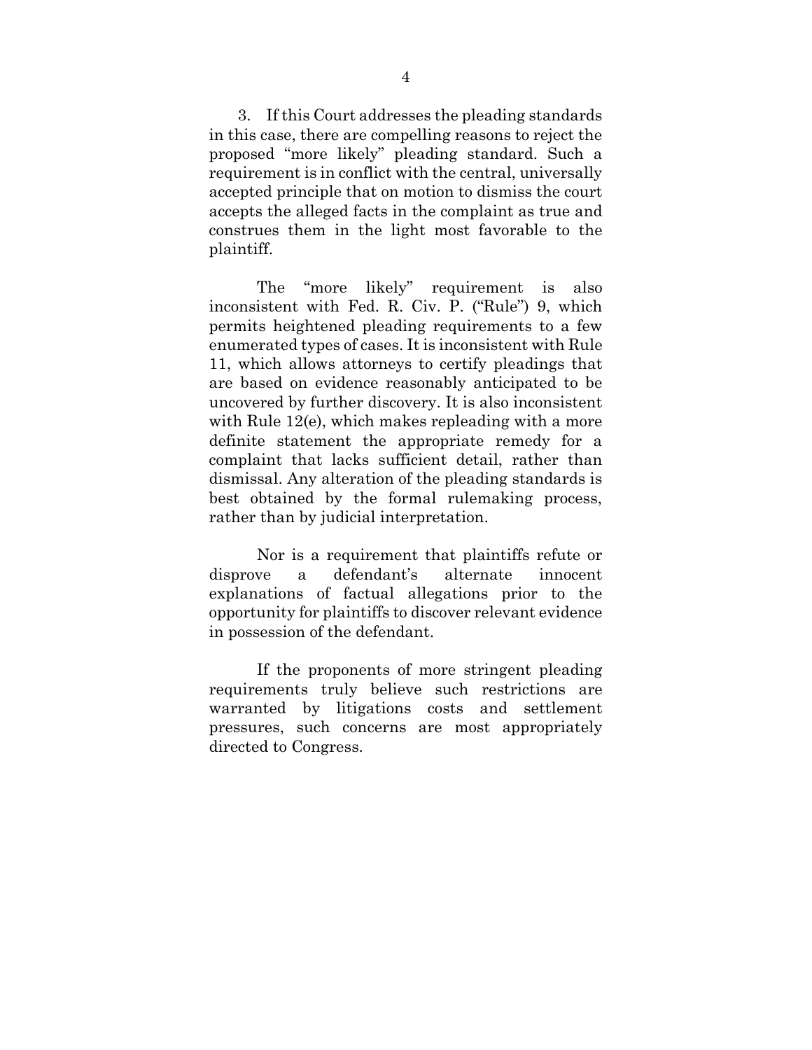3. If this Court addresses the pleading standards in this case, there are compelling reasons to reject the proposed "more likely" pleading standard. Such a requirement is in conflict with the central, universally accepted principle that on motion to dismiss the court accepts the alleged facts in the complaint as true and construes them in the light most favorable to the plaintiff.

The "more likely" requirement is also inconsistent with Fed. R. Civ. P. ("Rule") 9, which permits heightened pleading requirements to a few enumerated types of cases. It is inconsistent with Rule 11, which allows attorneys to certify pleadings that are based on evidence reasonably anticipated to be uncovered by further discovery. It is also inconsistent with Rule 12(e), which makes repleading with a more definite statement the appropriate remedy for a complaint that lacks sufficient detail, rather than dismissal. Any alteration of the pleading standards is best obtained by the formal rulemaking process, rather than by judicial interpretation.

Nor is a requirement that plaintiffs refute or disprove a defendant's alternate innocent explanations of factual allegations prior to the opportunity for plaintiffs to discover relevant evidence in possession of the defendant.

If the proponents of more stringent pleading requirements truly believe such restrictions are warranted by litigations costs and settlement pressures, such concerns are most appropriately directed to Congress.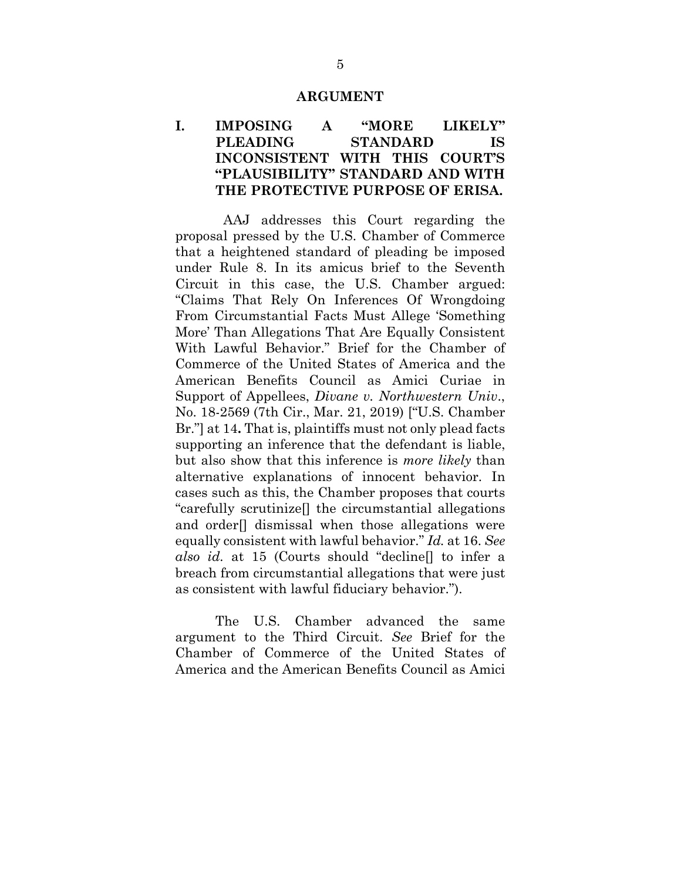## ARGUMENT

### I. IMPOSING A "MORE LIKELY" PLEADING STANDARD IS INCONSISTENT WITH THIS COURT'S "PLAUSIBILITY" STANDARD AND WITH THE PROTECTIVE PURPOSE OF ERISA.

AAJ addresses this Court regarding the proposal pressed by the U.S. Chamber of Commerce that a heightened standard of pleading be imposed under Rule 8. In its amicus brief to the Seventh Circuit in this case, the U.S. Chamber argued: "Claims That Rely On Inferences Of Wrongdoing From Circumstantial Facts Must Allege 'Something More' Than Allegations That Are Equally Consistent With Lawful Behavior." Brief for the Chamber of Commerce of the United States of America and the American Benefits Council as Amici Curiae in Support of Appellees, *Divane v. Northwestern Univ*., No. 18-2569 (7th Cir., Mar. 21, 2019) ["U.S. Chamber Br."] at 14**.** That is, plaintiffs must not only plead facts supporting an inference that the defendant is liable, but also show that this inference is *more likely* than alternative explanations of innocent behavior. In cases such as this, the Chamber proposes that courts "carefully scrutinize[] the circumstantial allegations and order[] dismissal when those allegations were equally consistent with lawful behavior." *Id.* at 16. *See also id*. at 15 (Courts should "decline[] to infer a breach from circumstantial allegations that were just as consistent with lawful fiduciary behavior.").

The U.S. Chamber advanced the same argument to the Third Circuit. *See* Brief for the Chamber of Commerce of the United States of America and the American Benefits Council as Amici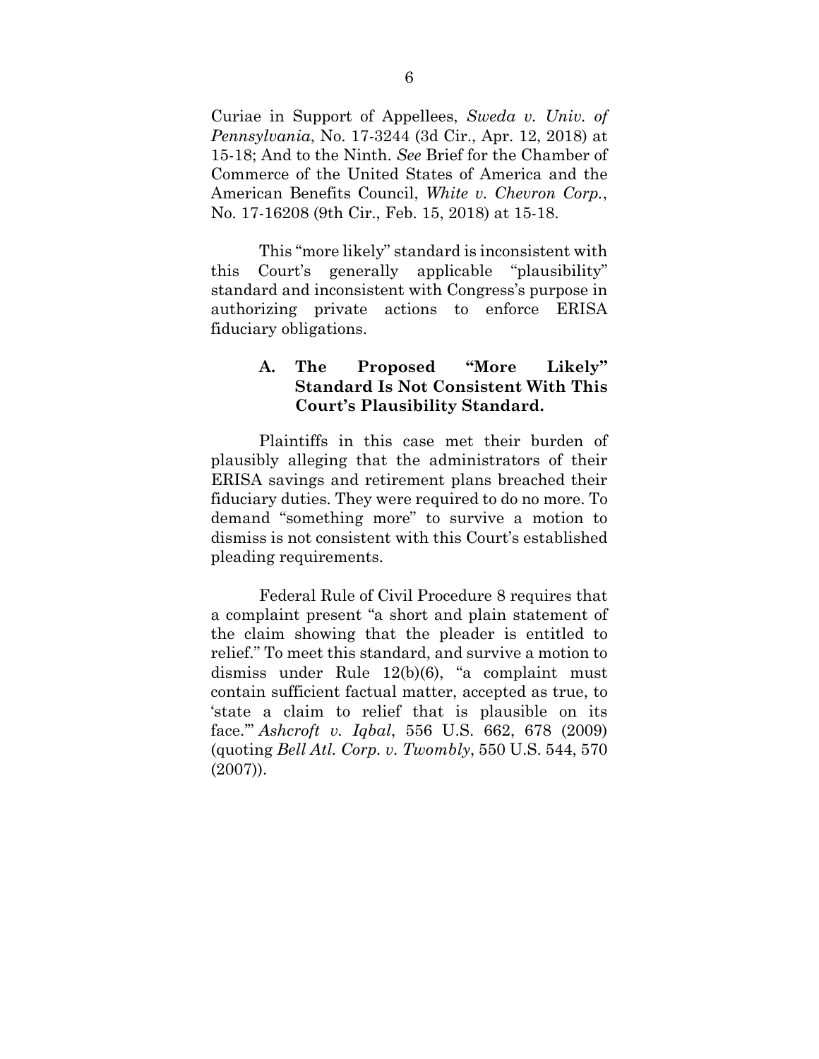Curiae in Support of Appellees, *Sweda v. Univ. of Pennsylvania*, No. 17-3244 (3d Cir., Apr. 12, 2018) at 15-18; And to the Ninth. *See* Brief for the Chamber of Commerce of the United States of America and the American Benefits Council, *White v. Chevron Corp.*, No. 17-16208 (9th Cir., Feb. 15, 2018) at 15-18.

This "more likely" standard is inconsistent with this Court's generally applicable "plausibility" standard and inconsistent with Congress's purpose in authorizing private actions to enforce ERISA fiduciary obligations.

### A. The Proposed "More Likely" Standard Is Not Consistent With This Court's Plausibility Standard.

Plaintiffs in this case met their burden of plausibly alleging that the administrators of their ERISA savings and retirement plans breached their fiduciary duties. They were required to do no more. To demand "something more" to survive a motion to dismiss is not consistent with this Court's established pleading requirements.

Federal Rule of Civil Procedure 8 requires that a complaint present "a short and plain statement of the claim showing that the pleader is entitled to relief." To meet this standard, and survive a motion to dismiss under Rule 12(b)(6), "a complaint must contain sufficient factual matter, accepted as true, to 'state a claim to relief that is plausible on its face.'" *Ashcroft v. Iqbal*, 556 U.S. 662, 678 (2009) (quoting *Bell Atl. Corp. v. Twombly*, 550 U.S. 544, 570 (2007)).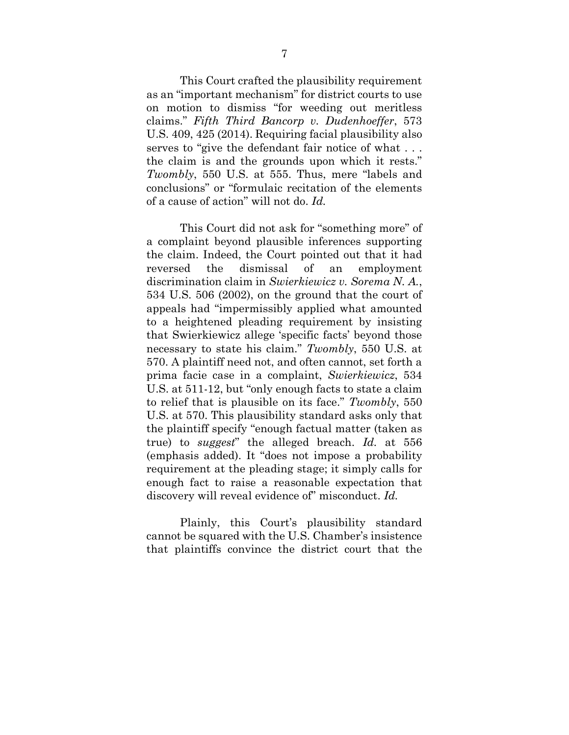This Court crafted the plausibility requirement as an "important mechanism" for district courts to use on motion to dismiss "for weeding out meritless claims." *Fifth Third Bancorp v. Dudenhoeffer*, 573 U.S. 409, 425 (2014). Requiring facial plausibility also serves to "give the defendant fair notice of what . . . the claim is and the grounds upon which it rests." *Twombly*, 550 U.S. at 555. Thus, mere "labels and conclusions" or "formulaic recitation of the elements of a cause of action" will not do. *Id.*

This Court did not ask for "something more" of a complaint beyond plausible inferences supporting the claim. Indeed, the Court pointed out that it had reversed the dismissal of an employment discrimination claim in *Swierkiewicz v. Sorema N. A.*, 534 U.S. 506 (2002), on the ground that the court of appeals had "impermissibly applied what amounted to a heightened pleading requirement by insisting that Swierkiewicz allege 'specific facts' beyond those necessary to state his claim." *Twombly*, 550 U.S. at 570. A plaintiff need not, and often cannot, set forth a prima facie case in a complaint, *Swierkiewicz*, 534 U.S. at 511-12, but "only enough facts to state a claim to relief that is plausible on its face." *Twombly*, 550 U.S. at 570. This plausibility standard asks only that the plaintiff specify "enough factual matter (taken as true) to *suggest*" the alleged breach. *Id.* at 556 (emphasis added). It "does not impose a probability requirement at the pleading stage; it simply calls for enough fact to raise a reasonable expectation that discovery will reveal evidence of" misconduct. *Id.*

Plainly, this Court's plausibility standard cannot be squared with the U.S. Chamber's insistence that plaintiffs convince the district court that the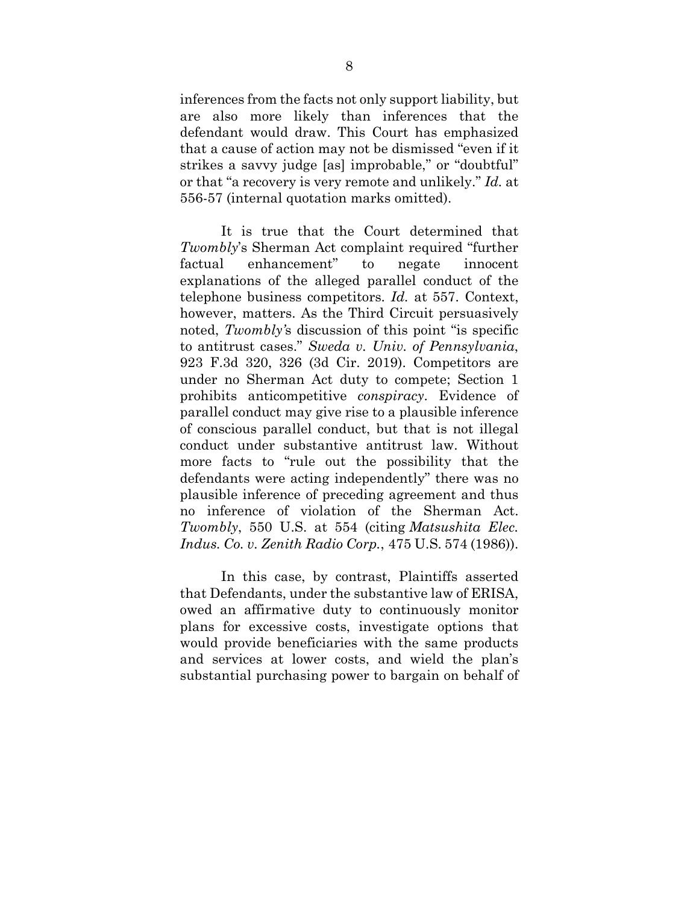inferences from the facts not only support liability, but are also more likely than inferences that the defendant would draw. This Court has emphasized that a cause of action may not be dismissed "even if it strikes a savvy judge [as] improbable," or "doubtful" or that "a recovery is very remote and unlikely." *Id.* at 556-57 (internal quotation marks omitted).

It is true that the Court determined that *Twombly*'s Sherman Act complaint required "further factual enhancement" to negate innocent explanations of the alleged parallel conduct of the telephone business competitors. *Id.* at 557. Context, however, matters. As the Third Circuit persuasively noted, *Twombly'*s discussion of this point "is specific to antitrust cases." *Sweda v. Univ. of Pennsylvania*, 923 F.3d 320, 326 (3d Cir. 2019). Competitors are under no Sherman Act duty to compete; Section 1 prohibits anticompetitive *conspiracy*. Evidence of parallel conduct may give rise to a plausible inference of conscious parallel conduct, but that is not illegal conduct under substantive antitrust law. Without more facts to "rule out the possibility that the defendants were acting independently" there was no plausible inference of preceding agreement and thus no inference of violation of the Sherman Act. *Twombly*, 550 U.S. at 554 (citing *Matsushita Elec. Indus. Co. v. Zenith Radio Corp.*, 475 U.S. 574 (1986)).

In this case, by contrast, Plaintiffs asserted that Defendants, under the substantive law of ERISA, owed an affirmative duty to continuously monitor plans for excessive costs, investigate options that would provide beneficiaries with the same products and services at lower costs, and wield the plan's substantial purchasing power to bargain on behalf of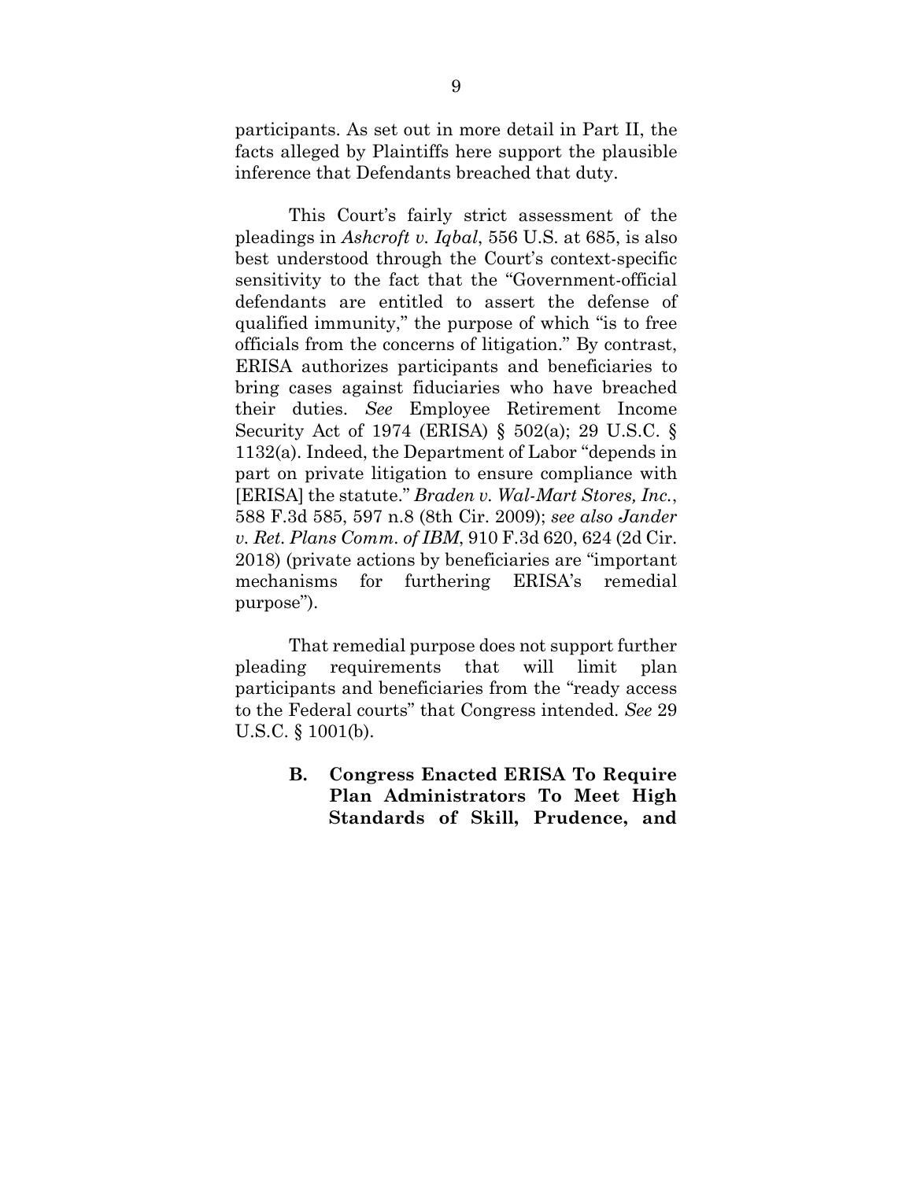participants. As set out in more detail in Part II, the facts alleged by Plaintiffs here support the plausible inference that Defendants breached that duty.

This Court's fairly strict assessment of the pleadings in *Ashcroft v. Iqbal*, 556 U.S. at 685, is also best understood through the Court's context-specific sensitivity to the fact that the "Government-official defendants are entitled to assert the defense of qualified immunity," the purpose of which "is to free officials from the concerns of litigation." By contrast, ERISA authorizes participants and beneficiaries to bring cases against fiduciaries who have breached their duties. *See* Employee Retirement Income Security Act of 1974 (ERISA) § 502(a); 29 U.S.C. § 1132(a). Indeed, the Department of Labor "depends in part on private litigation to ensure compliance with [ERISA] the statute." *Braden v. Wal-Mart Stores, Inc.*, 588 F.3d 585, 597 n.8 (8th Cir. 2009); *see also Jander v. Ret. Plans Comm. of IBM*, 910 F.3d 620, 624 (2d Cir. 2018) (private actions by beneficiaries are "important mechanisms for furthering ERISA's remedial purpose").

That remedial purpose does not support further pleading requirements that will limit plan participants and beneficiaries from the "ready access to the Federal courts" that Congress intended. *See* 29 U.S.C. § 1001(b).

### B. Congress Enacted ERISA To Require Plan Administrators To Meet High Standards of Skill, Prudence, and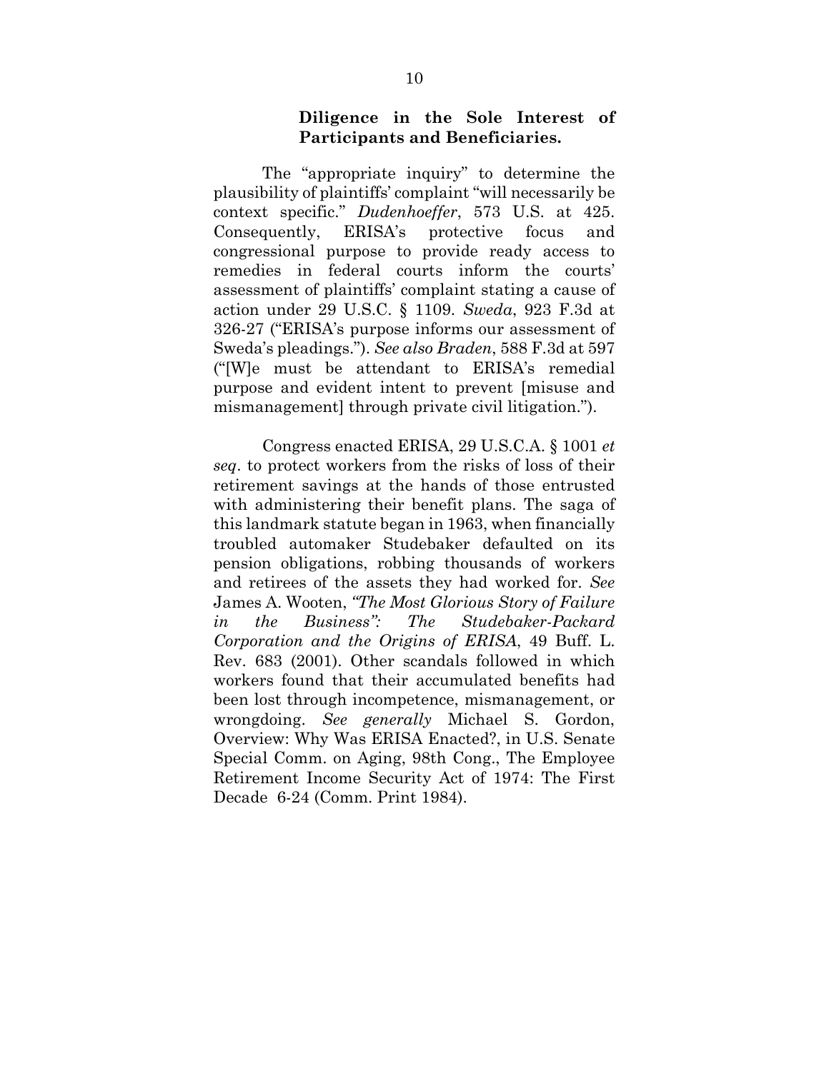**Diligence in the Sole Interest of Participants and Beneficiaries.**

The "appropriate inquiry" to determine the plausibility of plaintiffs' complaint "will necessarily be context specific." *Dudenhoeffer*, 573 U.S. at 425. Consequently, ERISA's protective focus and congressional purpose to provide ready access to remedies in federal courts inform the courts' assessment of plaintiffs' complaint stating a cause of action under 29 U.S.C. § 1109. *Sweda*, 923 F.3d at 326-27 ("ERISA's purpose informs our assessment of Sweda's pleadings."). *See also Braden*, 588 F.3d at 597 ("[W]e must be attendant to ERISA's remedial purpose and evident intent to prevent [misuse and mismanagement] through private civil litigation.").

Congress enacted ERISA, 29 U.S.C.A. § 1001 *et seq*. to protect workers from the risks of loss of their retirement savings at the hands of those entrusted with administering their benefit plans. The saga of this landmark statute began in 1963, when financially troubled automaker Studebaker defaulted on its pension obligations, robbing thousands of workers and retirees of the assets they had worked for. *See* James A. Wooten, *"The Most Glorious Story of Failure in the Business": The Studebaker-Packard Corporation and the Origins of ERISA*, 49 Buff. L. Rev. 683 (2001). Other scandals followed in which workers found that their accumulated benefits had been lost through incompetence, mismanagement, or wrongdoing. *See generally* Michael S. Gordon, Overview: Why Was ERISA Enacted?, in U.S. Senate Special Comm. on Aging, 98th Cong., The Employee Retirement Income Security Act of 1974: The First Decade 6-24 (Comm. Print 1984).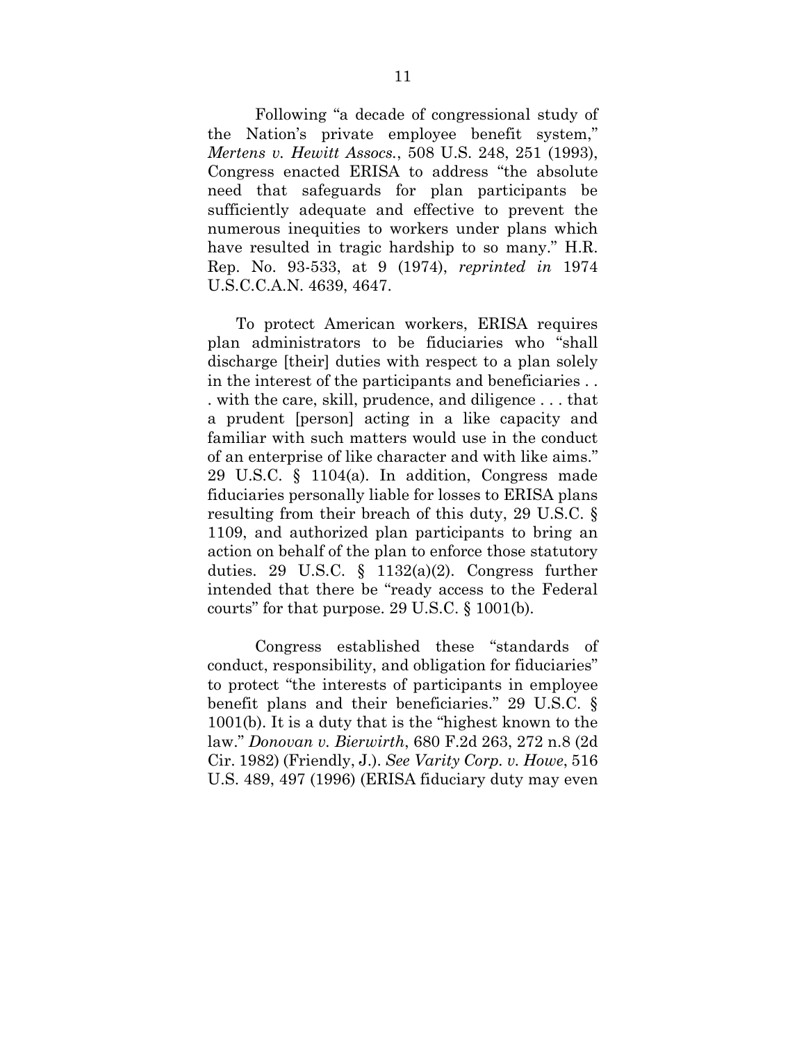Following "a decade of congressional study of the Nation's private employee benefit system," *Mertens v. Hewitt Assocs.*, 508 U.S. 248, 251 (1993), Congress enacted ERISA to address "the absolute need that safeguards for plan participants be sufficiently adequate and effective to prevent the numerous inequities to workers under plans which have resulted in tragic hardship to so many." H.R. Rep. No. 93-533, at 9 (1974), *reprinted in* 1974 U.S.C.C.A.N. 4639, 4647.

To protect American workers, ERISA requires plan administrators to be fiduciaries who "shall discharge [their] duties with respect to a plan solely in the interest of the participants and beneficiaries . . . with the care, skill, prudence, and diligence . . . that a prudent [person] acting in a like capacity and familiar with such matters would use in the conduct of an enterprise of like character and with like aims." 29 U.S.C. § 1104(a). In addition, Congress made fiduciaries personally liable for losses to ERISA plans resulting from their breach of this duty, 29 U.S.C. § 1109, and authorized plan participants to bring an action on behalf of the plan to enforce those statutory duties. 29 U.S.C. § 1132(a)(2). Congress further intended that there be "ready access to the Federal courts" for that purpose. 29 U.S.C. § 1001(b).

Congress established these "standards of conduct, responsibility, and obligation for fiduciaries" to protect "the interests of participants in employee benefit plans and their beneficiaries." 29 U.S.C. § 1001(b). It is a duty that is the "highest known to the law." *Donovan v. Bierwirth*, 680 F.2d 263, 272 n.8 (2d Cir. 1982) (Friendly, J.). *See Varity Corp. v. Howe*, 516 U.S. 489, 497 (1996) (ERISA fiduciary duty may even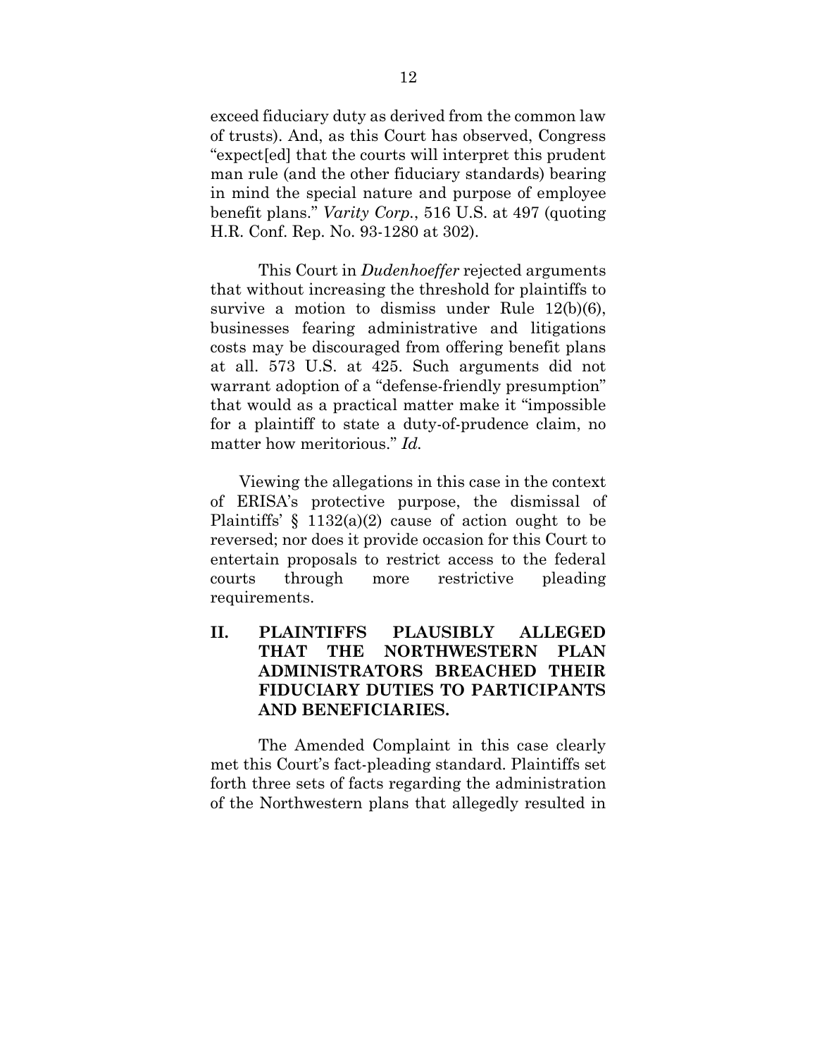exceed fiduciary duty as derived from the common law of trusts). And, as this Court has observed, Congress "expect[ed] that the courts will interpret this prudent man rule (and the other fiduciary standards) bearing in mind the special nature and purpose of employee benefit plans." *Varity Corp.*, 516 U.S. at 497 (quoting H.R. Conf. Rep. No. 93-1280 at 302).

This Court in *Dudenhoeffer* rejected arguments that without increasing the threshold for plaintiffs to survive a motion to dismiss under Rule 12(b)(6), businesses fearing administrative and litigations costs may be discouraged from offering benefit plans at all. 573 U.S. at 425. Such arguments did not warrant adoption of a "defense-friendly presumption" that would as a practical matter make it "impossible for a plaintiff to state a duty-of-prudence claim, no matter how meritorious." *Id.*

Viewing the allegations in this case in the context of ERISA's protective purpose, the dismissal of Plaintiffs' § 1132(a)(2) cause of action ought to be reversed; nor does it provide occasion for this Court to entertain proposals to restrict access to the federal courts through more restrictive pleading requirements.

## II. PLAINTIFFS PLAUSIBLY ALLEGED THAT THE NORTHWESTERN PLAN ADMINISTRATORS BREACHED THEIR FIDUCIARY DUTIES TO PARTICIPANTS AND BENEFICIARIES.

The Amended Complaint in this case clearly met this Court's fact-pleading standard. Plaintiffs set forth three sets of facts regarding the administration of the Northwestern plans that allegedly resulted in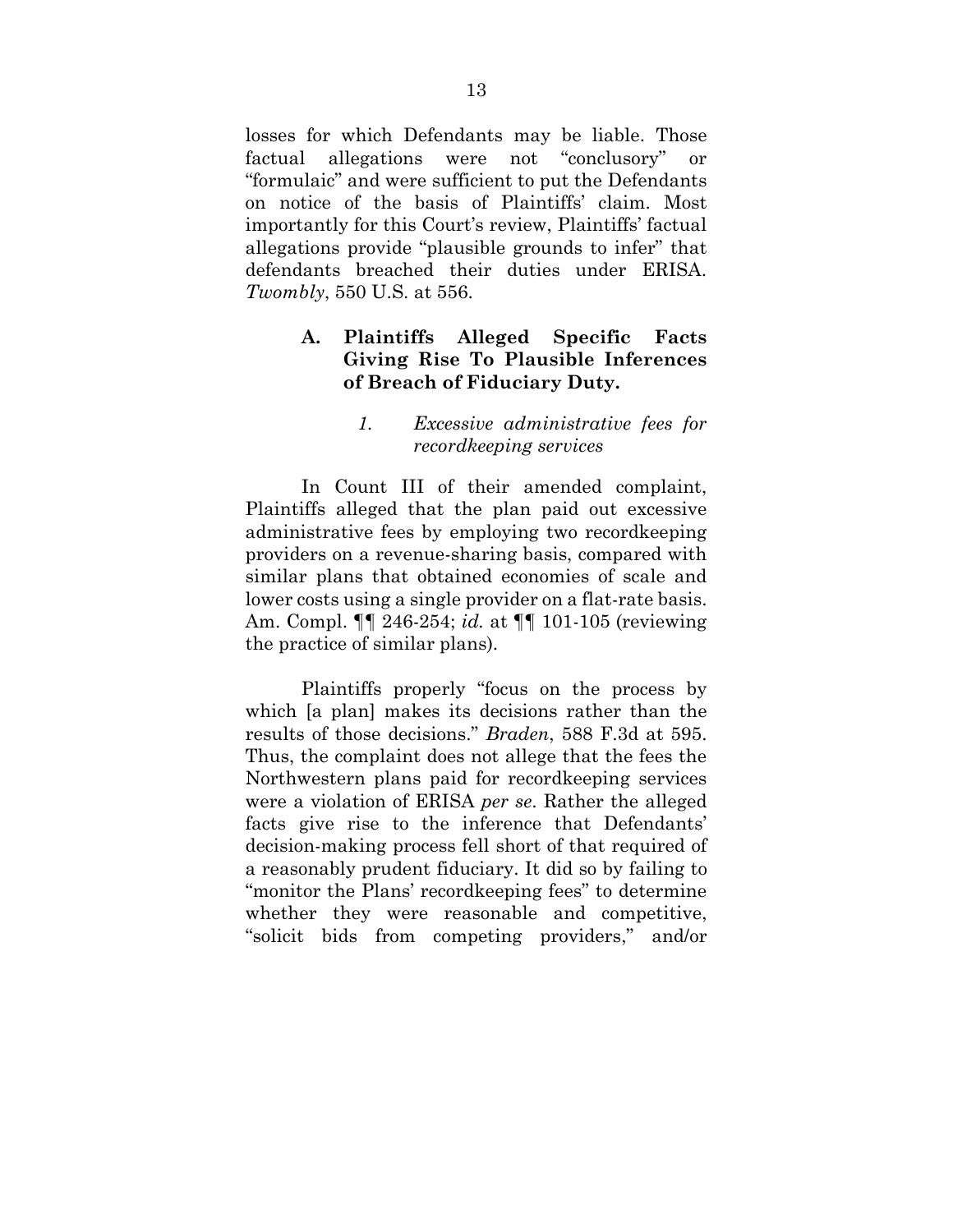losses for which Defendants may be liable. Those factual allegations were not "conclusory" or "formulaic" and were sufficient to put the Defendants on notice of the basis of Plaintiffs' claim. Most importantly for this Court's review, Plaintiffs' factual allegations provide "plausible grounds to infer" that defendants breached their duties under ERISA. *Twombly*, 550 U.S. at 556.

### A. Plaintiffs Alleged Specific Facts Giving Rise To Plausible Inferences of Breach of Fiduciary Duty.

#### *1. Excessive administrative fees for recordkeeping services*

In Count III of their amended complaint, Plaintiffs alleged that the plan paid out excessive administrative fees by employing two recordkeeping providers on a revenue-sharing basis, compared with similar plans that obtained economies of scale and lower costs using a single provider on a flat-rate basis. Am. Compl. ¶¶ 246-254; *id.* at ¶¶ 101-105 (reviewing the practice of similar plans).

Plaintiffs properly "focus on the process by which [a plan] makes its decisions rather than the results of those decisions." *Braden*, 588 F.3d at 595. Thus, the complaint does not allege that the fees the Northwestern plans paid for recordkeeping services were a violation of ERISA *per se*. Rather the alleged facts give rise to the inference that Defendants' decision-making process fell short of that required of a reasonably prudent fiduciary. It did so by failing to "monitor the Plans' recordkeeping fees" to determine whether they were reasonable and competitive, "solicit bids from competing providers," and/or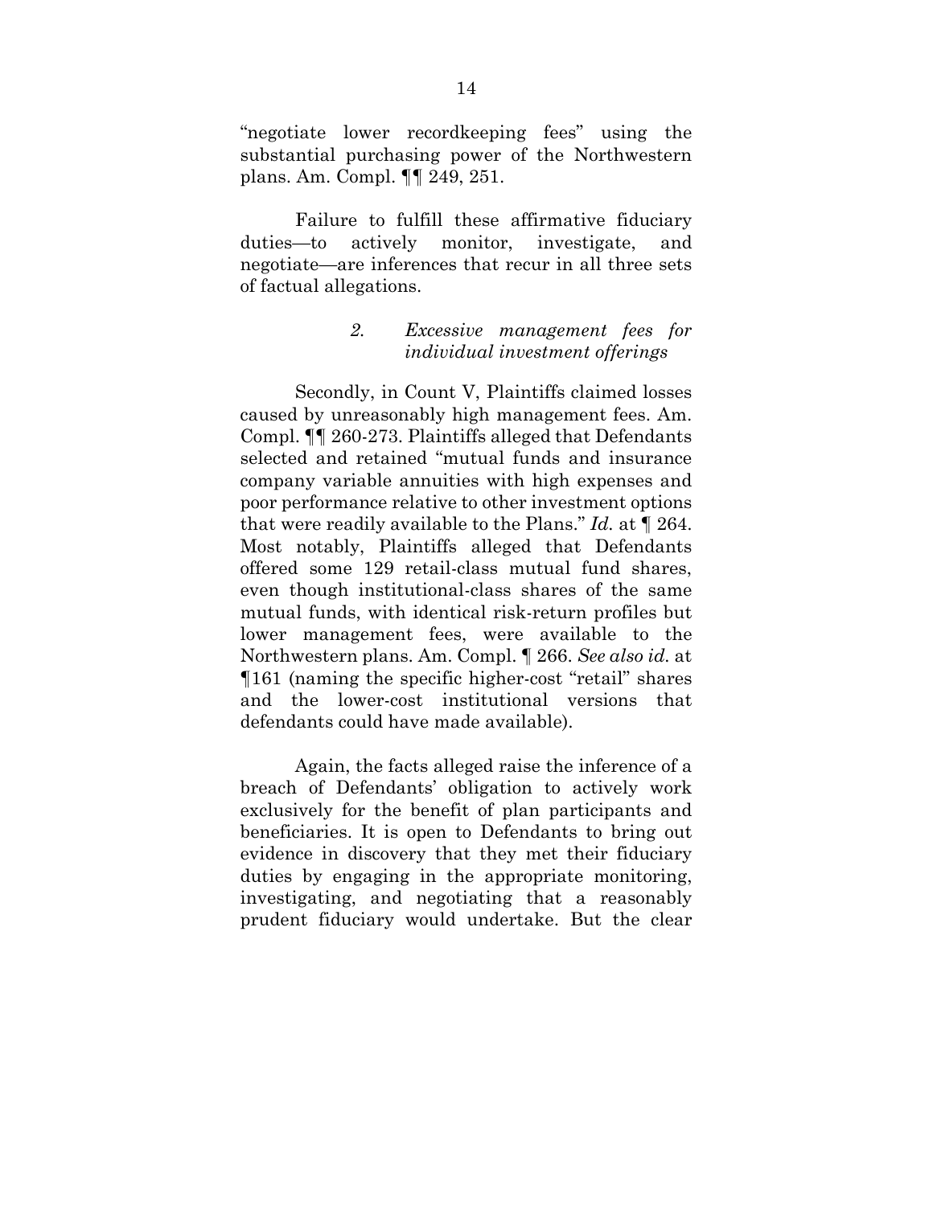"negotiate lower recordkeeping fees" using the substantial purchasing power of the Northwestern plans. Am. Compl. ¶¶ 249, 251.

Failure to fulfill these affirmative fiduciary duties—to actively monitor, investigate, and negotiate—are inferences that recur in all three sets of factual allegations.

### *2. Excessive management fees for individual investment offerings*

Secondly, in Count V, Plaintiffs claimed losses caused by unreasonably high management fees. Am. Compl. ¶¶ 260-273. Plaintiffs alleged that Defendants selected and retained "mutual funds and insurance company variable annuities with high expenses and poor performance relative to other investment options that were readily available to the Plans." *Id.* at ¶ 264. Most notably, Plaintiffs alleged that Defendants offered some 129 retail-class mutual fund shares, even though institutional-class shares of the same mutual funds, with identical risk-return profiles but lower management fees, were available to the Northwestern plans. Am. Compl. ¶ 266. *See also id.* at ¶161 (naming the specific higher-cost "retail" shares and the lower-cost institutional versions that defendants could have made available).

Again, the facts alleged raise the inference of a breach of Defendants' obligation to actively work exclusively for the benefit of plan participants and beneficiaries. It is open to Defendants to bring out evidence in discovery that they met their fiduciary duties by engaging in the appropriate monitoring, investigating, and negotiating that a reasonably prudent fiduciary would undertake. But the clear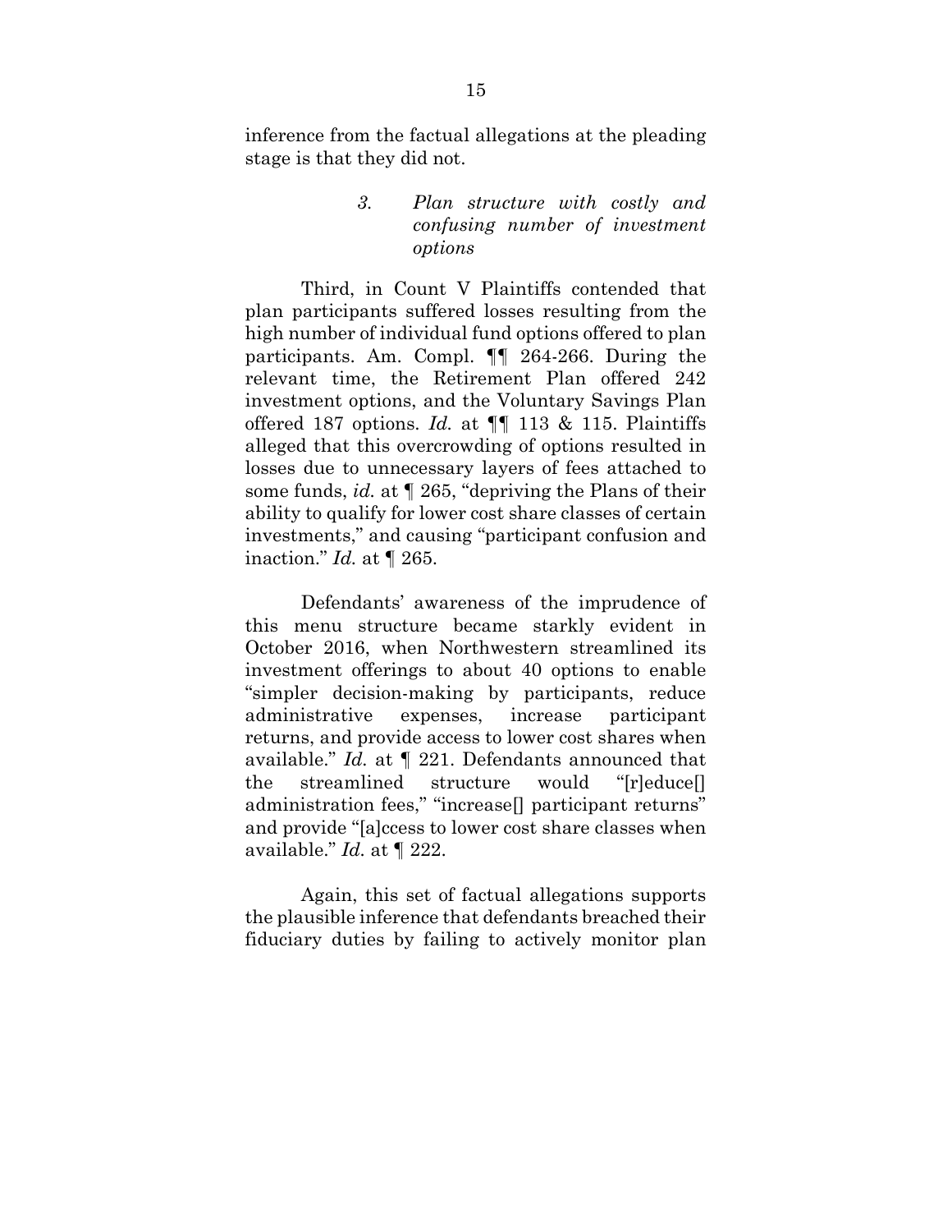inference from the factual allegations at the pleading stage is that they did not.

### *3. Plan structure with costly and confusing number of investment options*

Third, in Count V Plaintiffs contended that plan participants suffered losses resulting from the high number of individual fund options offered to plan participants. Am. Compl. ¶¶ 264-266. During the relevant time, the Retirement Plan offered 242 investment options, and the Voluntary Savings Plan offered 187 options. *Id.* at ¶¶ 113 & 115. Plaintiffs alleged that this overcrowding of options resulted in losses due to unnecessary layers of fees attached to some funds, *id.* at ¶ 265, "depriving the Plans of their ability to qualify for lower cost share classes of certain investments," and causing "participant confusion and inaction." *Id.* at ¶ 265.

Defendants' awareness of the imprudence of this menu structure became starkly evident in October 2016, when Northwestern streamlined its investment offerings to about 40 options to enable "simpler decision-making by participants, reduce administrative expenses, increase participant returns, and provide access to lower cost shares when available." *Id.* at ¶ 221. Defendants announced that the streamlined structure would "[r]educe[] administration fees," "increase[] participant returns" and provide "[a]ccess to lower cost share classes when available." *Id.* at ¶ 222.

Again, this set of factual allegations supports the plausible inference that defendants breached their fiduciary duties by failing to actively monitor plan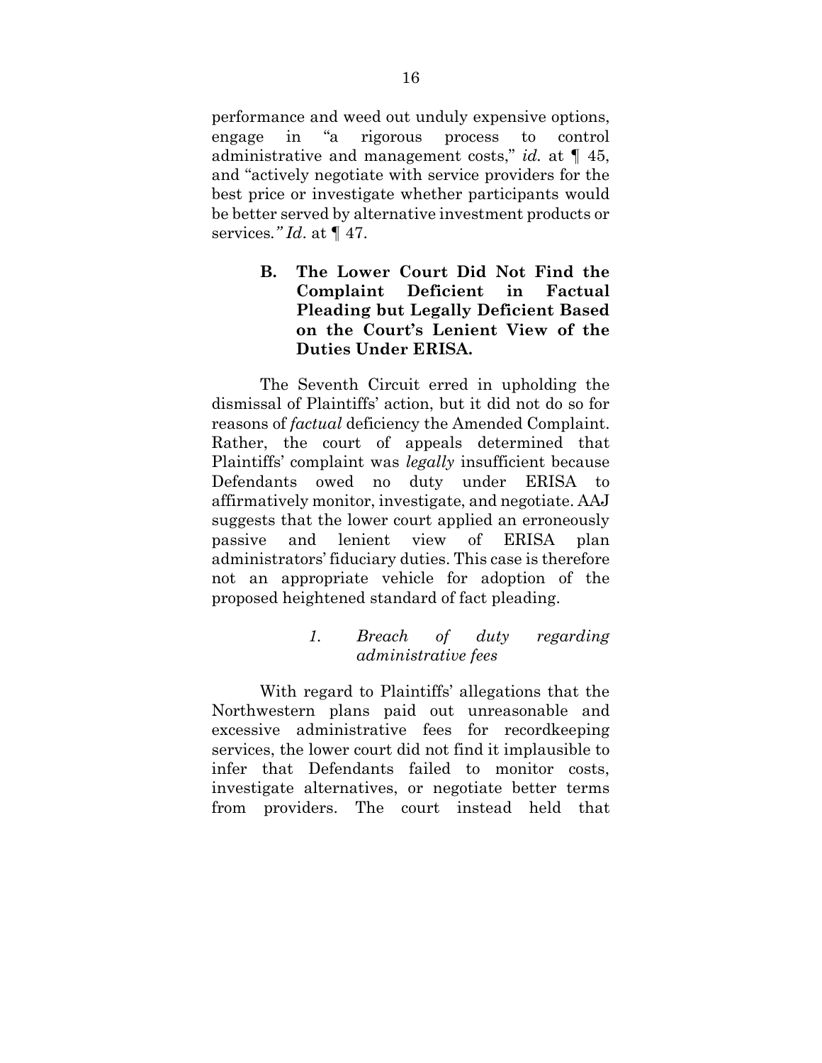performance and weed out unduly expensive options, engage in "a rigorous process to control administrative and management costs," *id.* at ¶ 45, and "actively negotiate with service providers for the best price or investigate whether participants would be better served by alternative investment products or services.*" Id*. at ¶ 47.

### B. The Lower Court Did Not Find the Complaint Deficient in Factual Pleading but Legally Deficient Based on the Court's Lenient View of the Duties Under ERISA.

The Seventh Circuit erred in upholding the dismissal of Plaintiffs' action, but it did not do so for reasons of *factual* deficiency the Amended Complaint. Rather, the court of appeals determined that Plaintiffs' complaint was *legally* insufficient because Defendants owed no duty under ERISA to affirmatively monitor, investigate, and negotiate. AAJ suggests that the lower court applied an erroneously passive and lenient view of ERISA plan administrators' fiduciary duties. This case is therefore not an appropriate vehicle for adoption of the proposed heightened standard of fact pleading.

#### *1. Breach of duty regarding administrative fees*

With regard to Plaintiffs' allegations that the Northwestern plans paid out unreasonable and excessive administrative fees for recordkeeping services, the lower court did not find it implausible to infer that Defendants failed to monitor costs, investigate alternatives, or negotiate better terms from providers. The court instead held that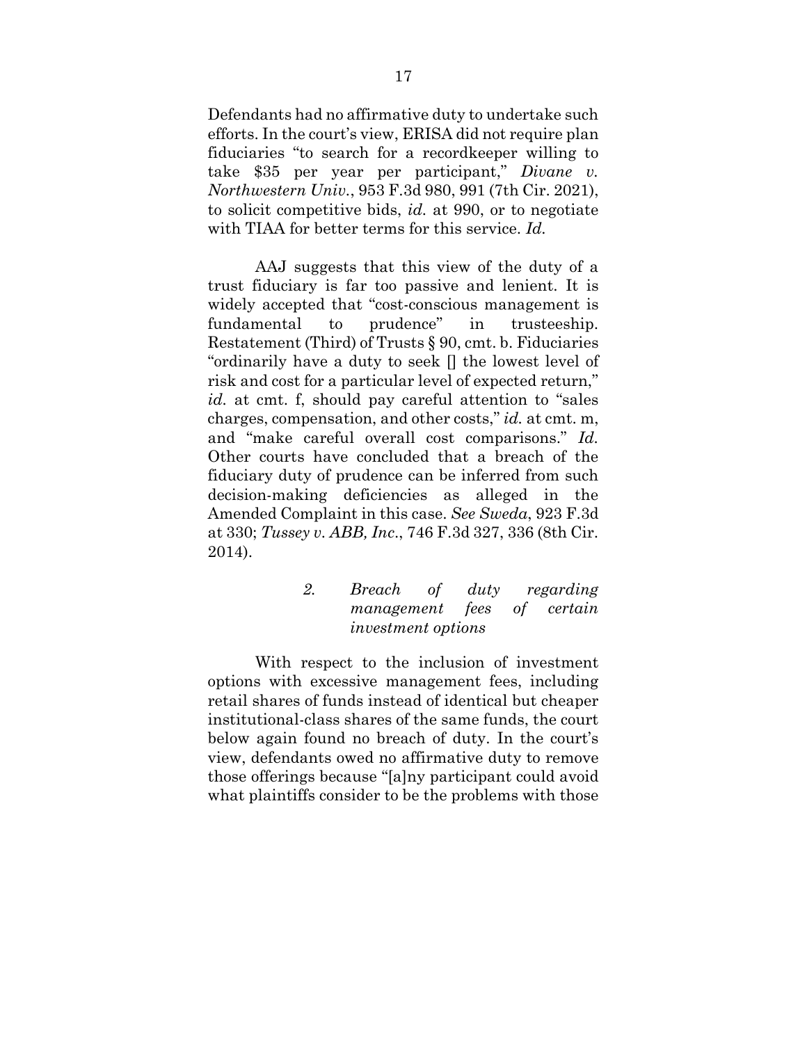Defendants had no affirmative duty to undertake such efforts. In the court's view, ERISA did not require plan fiduciaries "to search for a recordkeeper willing to take $35 per year per participant," *Divane v. Northwestern Univ.*, 953 F.3d 980, 991 (7th Cir. 2021), to solicit competitive bids, *id.* at 990, or to negotiate with TIAA for better terms for this service. *Id.*

AAJ suggests that this view of the duty of a trust fiduciary is far too passive and lenient. It is widely accepted that "cost-conscious management is fundamental to prudence" in trusteeship. Restatement (Third) of Trusts § 90, cmt. b. Fiduciaries "ordinarily have a duty to seek [] the lowest level of risk and cost for a particular level of expected return," *id.* at cmt. f, should pay careful attention to "sales charges, compensation, and other costs," *id.* at cmt. m, and "make careful overall cost comparisons." *Id.* Other courts have concluded that a breach of the fiduciary duty of prudence can be inferred from such decision-making deficiencies as alleged in the Amended Complaint in this case. *See Sweda*, 923 F.3d at 330; *Tussey v. ABB, Inc.*, 746 F.3d 327, 336 (8th Cir. 2014).

*2. Breach of duty regarding management fees of certain investment options*

With respect to the inclusion of investment options with excessive management fees, including retail shares of funds instead of identical but cheaper institutional-class shares of the same funds, the court below again found no breach of duty. In the court's view, defendants owed no affirmative duty to remove those offerings because "[a]ny participant could avoid what plaintiffs consider to be the problems with those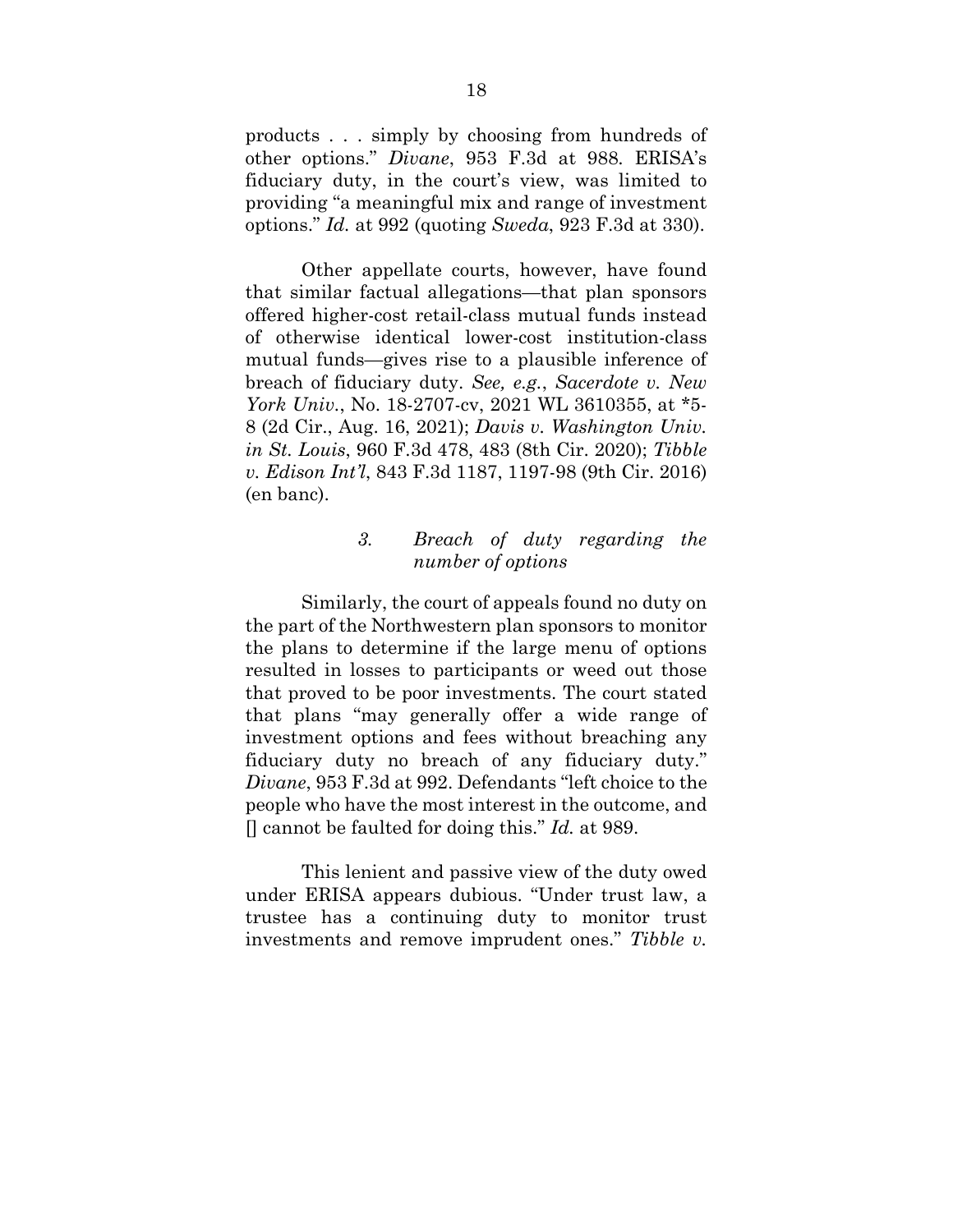products . . . simply by choosing from hundreds of other options." *Divane*, 953 F.3d at 988. ERISA's fiduciary duty, in the court's view, was limited to providing "a meaningful mix and range of investment options." *Id.* at 992 (quoting *Sweda*, 923 F.3d at 330).

Other appellate courts, however, have found that similar factual allegations—that plan sponsors offered higher-cost retail-class mutual funds instead of otherwise identical lower-cost institution-class mutual funds—gives rise to a plausible inference of breach of fiduciary duty. *See, e.g.*, *Sacerdote v. New York Univ.*, No. 18-2707-cv, 2021 WL 3610355, at \*5-8 (2d Cir., Aug. 16, 2021); *Davis v. Washington Univ. in St. Louis*, 960 F.3d 478, 483 (8th Cir. 2020); *Tibble v. Edison Int'l*, 843 F.3d 1187, 1197-98 (9th Cir. 2016) (en banc).

#### *3. Breach of duty regarding the number of options*

Similarly, the court of appeals found no duty on the part of the Northwestern plan sponsors to monitor the plans to determine if the large menu of options resulted in losses to participants or weed out those that proved to be poor investments. The court stated that plans "may generally offer a wide range of investment options and fees without breaching any fiduciary duty no breach of any fiduciary duty." *Divane*, 953 F.3d at 992. Defendants "left choice to the people who have the most interest in the outcome, and [] cannot be faulted for doing this." *Id.* at 989.

This lenient and passive view of the duty owed under ERISA appears dubious. "Under trust law, a trustee has a continuing duty to monitor trust investments and remove imprudent ones." *Tibble v.*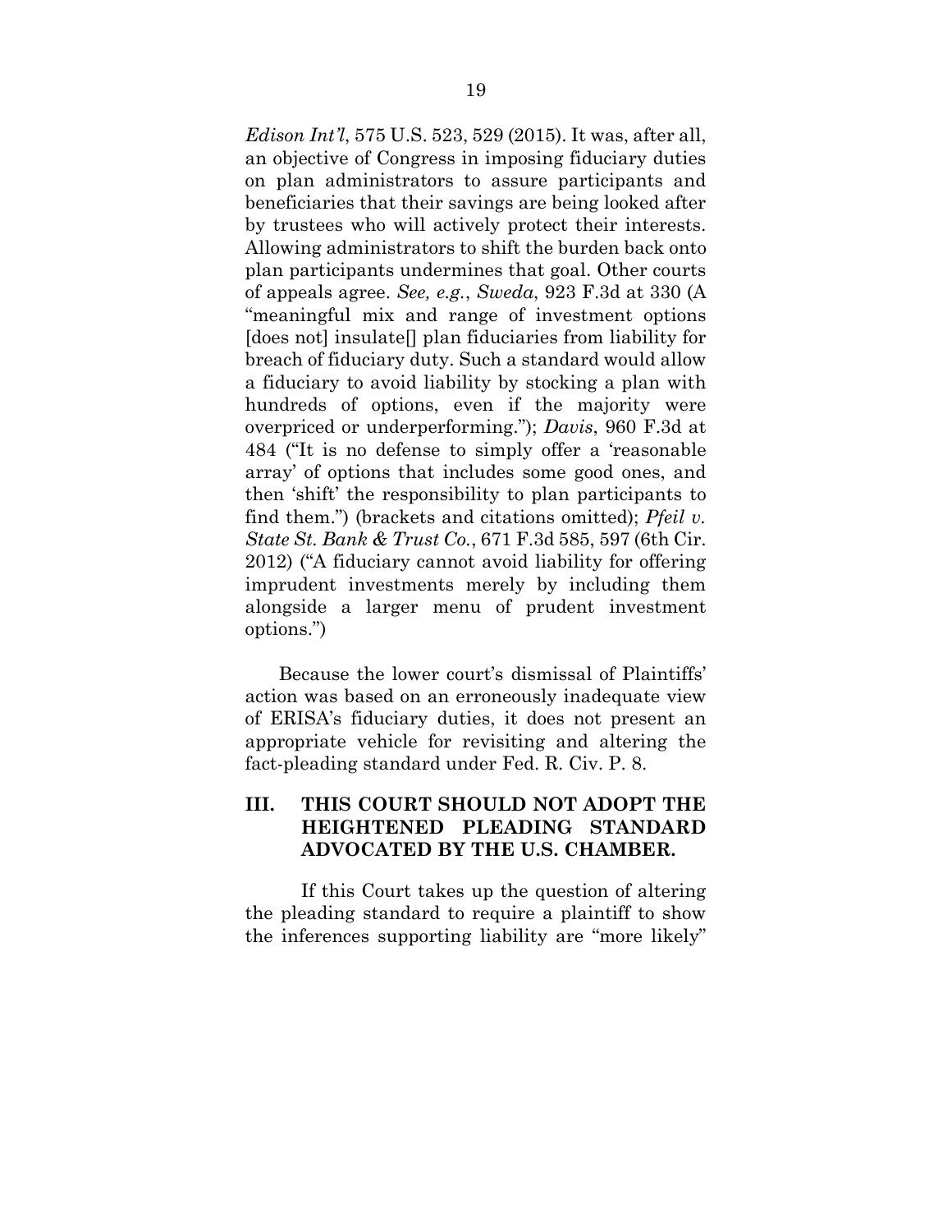*Edison Int'l*, 575 U.S. 523, 529 (2015). It was, after all, an objective of Congress in imposing fiduciary duties on plan administrators to assure participants and beneficiaries that their savings are being looked after by trustees who will actively protect their interests. Allowing administrators to shift the burden back onto plan participants undermines that goal. Other courts of appeals agree. *See, e.g.*, *Sweda*, 923 F.3d at 330 (A "meaningful mix and range of investment options [does not] insulate[] plan fiduciaries from liability for breach of fiduciary duty. Such a standard would allow a fiduciary to avoid liability by stocking a plan with hundreds of options, even if the majority were overpriced or underperforming."); *Davis*, 960 F.3d at 484 ("It is no defense to simply offer a 'reasonable array' of options that includes some good ones, and then 'shift' the responsibility to plan participants to find them.") (brackets and citations omitted); *Pfeil v. State St. Bank & Trust Co.*, 671 F.3d 585, 597 (6th Cir. 2012) ("A fiduciary cannot avoid liability for offering imprudent investments merely by including them alongside a larger menu of prudent investment options.")

Because the lower court's dismissal of Plaintiffs' action was based on an erroneously inadequate view of ERISA's fiduciary duties, it does not present an appropriate vehicle for revisiting and altering the fact-pleading standard under Fed. R. Civ. P. 8.

## III. THIS COURT SHOULD NOT ADOPT THE HEIGHTENED PLEADING STANDARD ADVOCATED BY THE U.S. CHAMBER.

If this Court takes up the question of altering the pleading standard to require a plaintiff to show the inferences supporting liability are "more likely"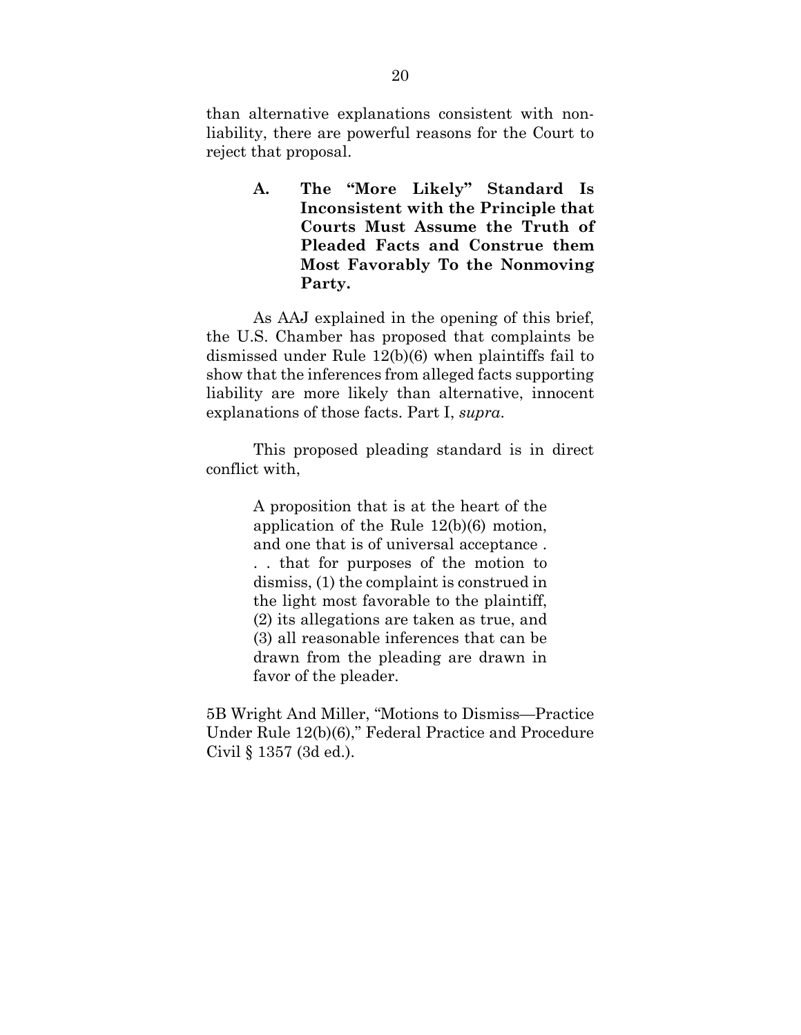than alternative explanations consistent with non-liability, there are powerful reasons for the Court to reject that proposal.

### A. The "More Likely" Standard Is Inconsistent with the Principle that Courts Must Assume the Truth of Pleaded Facts and Construe them Most Favorably To the Nonmoving Party.

As AAJ explained in the opening of this brief, the U.S. Chamber has proposed that complaints be dismissed under Rule 12(b)(6) when plaintiffs fail to show that the inferences from alleged facts supporting liability are more likely than alternative, innocent explanations of those facts. Part I, *supra*.

This proposed pleading standard is in direct conflict with,

> A proposition that is at the heart of the application of the Rule 12(b)(6) motion, and one that is of universal acceptance . . . that for purposes of the motion to dismiss, (1) the complaint is construed in the light most favorable to the plaintiff, (2) its allegations are taken as true, and (3) all reasonable inferences that can be drawn from the pleading are drawn in favor of the pleader.

5B Wright And Miller, "Motions to Dismiss—Practice Under Rule 12(b)(6)," Federal Practice and Procedure Civil § 1357 (3d ed.).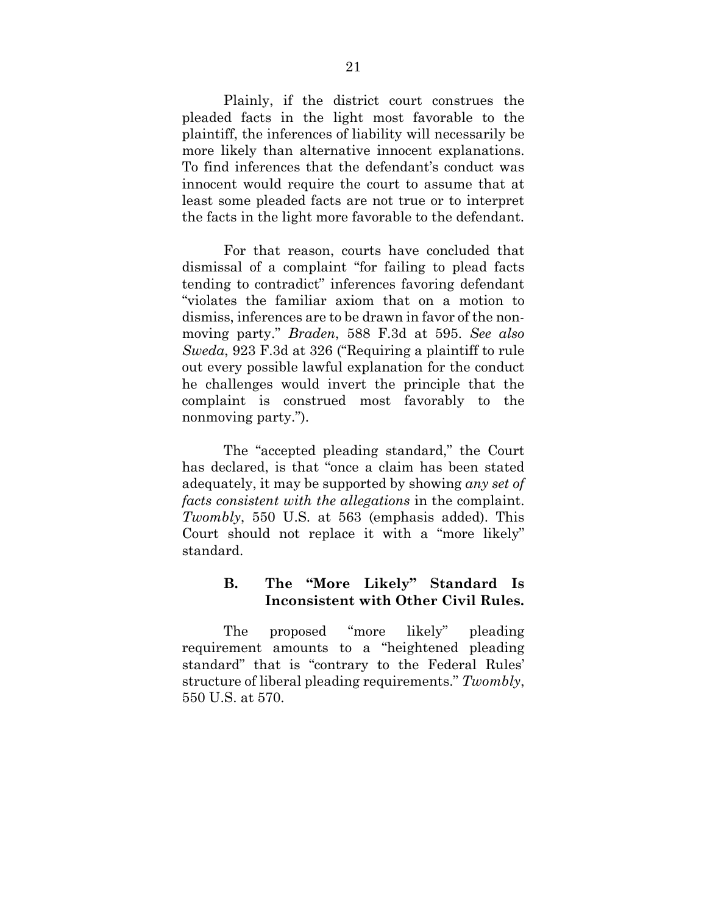Plainly, if the district court construes the pleaded facts in the light most favorable to the plaintiff, the inferences of liability will necessarily be more likely than alternative innocent explanations. To find inferences that the defendant's conduct was innocent would require the court to assume that at least some pleaded facts are not true or to interpret the facts in the light more favorable to the defendant.

For that reason, courts have concluded that dismissal of a complaint "for failing to plead facts tending to contradict" inferences favoring defendant "violates the familiar axiom that on a motion to dismiss, inferences are to be drawn in favor of the non-moving party." *Braden*, 588 F.3d at 595. *See also Sweda*, 923 F.3d at 326 ("Requiring a plaintiff to rule out every possible lawful explanation for the conduct he challenges would invert the principle that the complaint is construed most favorably to the nonmoving party.").

The "accepted pleading standard," the Court has declared, is that "once a claim has been stated adequately, it may be supported by showing *any set of facts consistent with the allegations* in the complaint. *Twombly*, 550 U.S. at 563 (emphasis added). This Court should not replace it with a "more likely" standard.

### B. The "More Likely" Standard Is Inconsistent with Other Civil Rules.

The proposed "more likely" pleading requirement amounts to a "heightened pleading standard" that is "contrary to the Federal Rules' structure of liberal pleading requirements." *Twombly*, 550 U.S. at 570.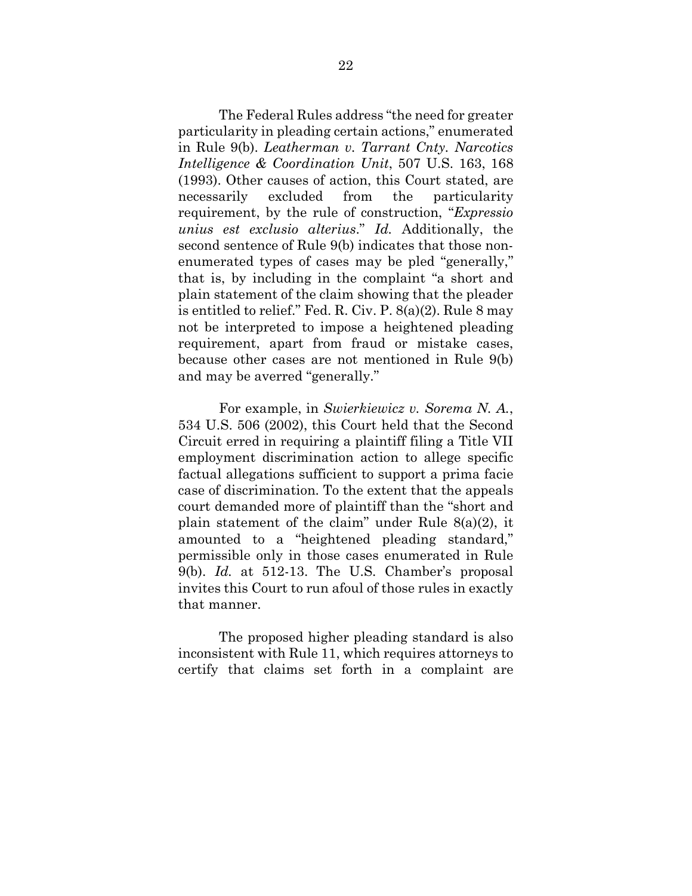The Federal Rules address "the need for greater particularity in pleading certain actions," enumerated in Rule 9(b). *Leatherman v. Tarrant Cnty. Narcotics Intelligence & Coordination Unit*, 507 U.S. 163, 168 (1993). Other causes of action, this Court stated, are necessarily excluded from the particularity requirement, by the rule of construction, "*Expressio unius est exclusio alterius*." *Id.* Additionally, the second sentence of Rule 9(b) indicates that those non-enumerated types of cases may be pled "generally," that is, by including in the complaint "a short and plain statement of the claim showing that the pleader is entitled to relief." Fed. R. Civ. P. 8(a)(2). Rule 8 may not be interpreted to impose a heightened pleading requirement, apart from fraud or mistake cases, because other cases are not mentioned in Rule 9(b) and may be averred "generally."

For example, in *Swierkiewicz v. Sorema N. A.*, 534 U.S. 506 (2002), this Court held that the Second Circuit erred in requiring a plaintiff filing a Title VII employment discrimination action to allege specific factual allegations sufficient to support a prima facie case of discrimination. To the extent that the appeals court demanded more of plaintiff than the "short and plain statement of the claim" under Rule 8(a)(2), it amounted to a "heightened pleading standard," permissible only in those cases enumerated in Rule 9(b). *Id.* at 512-13. The U.S. Chamber's proposal invites this Court to run afoul of those rules in exactly that manner.

The proposed higher pleading standard is also inconsistent with Rule 11, which requires attorneys to certify that claims set forth in a complaint are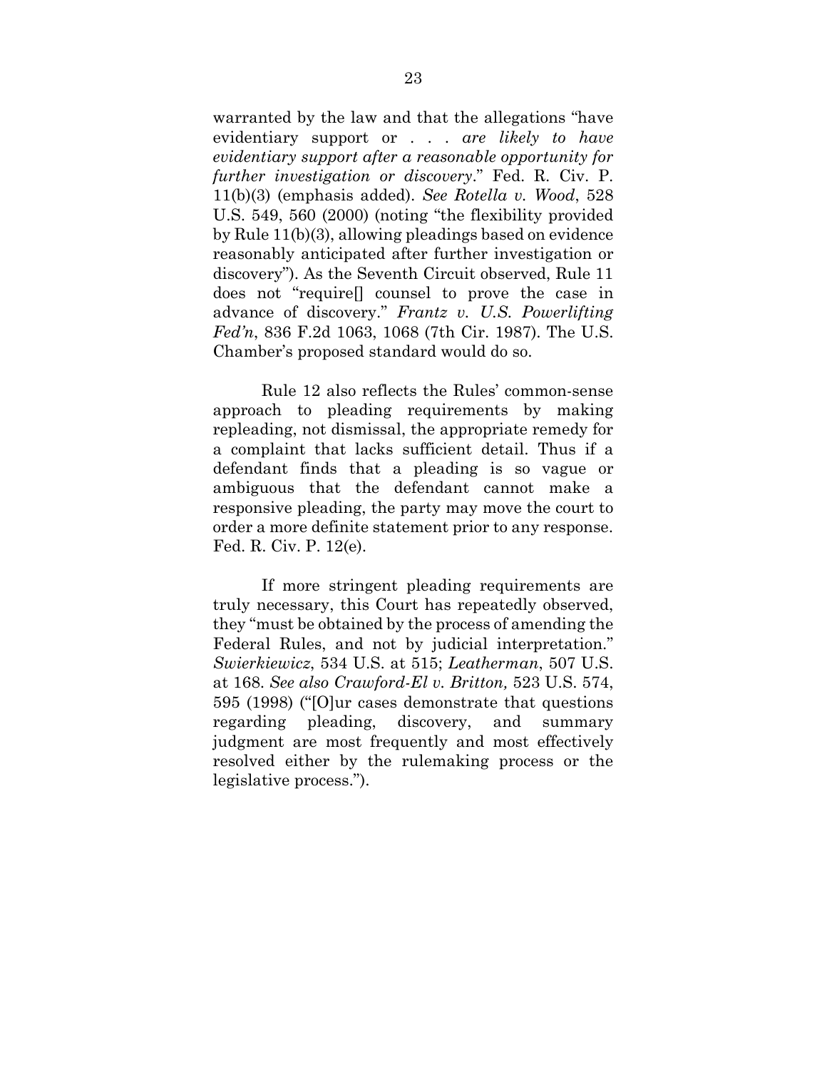warranted by the law and that the allegations "have evidentiary support or . . . *are likely to have evidentiary support after a reasonable opportunity for further investigation or discovery*." Fed. R. Civ. P. 11(b)(3) (emphasis added). *See Rotella v. Wood*, 528 U.S. 549, 560 (2000) (noting "the flexibility provided by Rule 11(b)(3), allowing pleadings based on evidence reasonably anticipated after further investigation or discovery"). As the Seventh Circuit observed, Rule 11 does not "require[] counsel to prove the case in advance of discovery." *Frantz v. U.S. Powerlifting Fed'n*, 836 F.2d 1063, 1068 (7th Cir. 1987). The U.S. Chamber's proposed standard would do so.

Rule 12 also reflects the Rules' common-sense approach to pleading requirements by making repleading, not dismissal, the appropriate remedy for a complaint that lacks sufficient detail. Thus if a defendant finds that a pleading is so vague or ambiguous that the defendant cannot make a responsive pleading, the party may move the court to order a more definite statement prior to any response. Fed. R. Civ. P. 12(e).

If more stringent pleading requirements are truly necessary, this Court has repeatedly observed, they "must be obtained by the process of amending the Federal Rules, and not by judicial interpretation." *Swierkiewicz*, 534 U.S. at 515; *Leatherman*, 507 U.S. at 168. *See also Crawford-El v. Britton,* 523 U.S. 574, 595 (1998) ("[O]ur cases demonstrate that questions regarding pleading, discovery, and summary judgment are most frequently and most effectively resolved either by the rulemaking process or the legislative process.").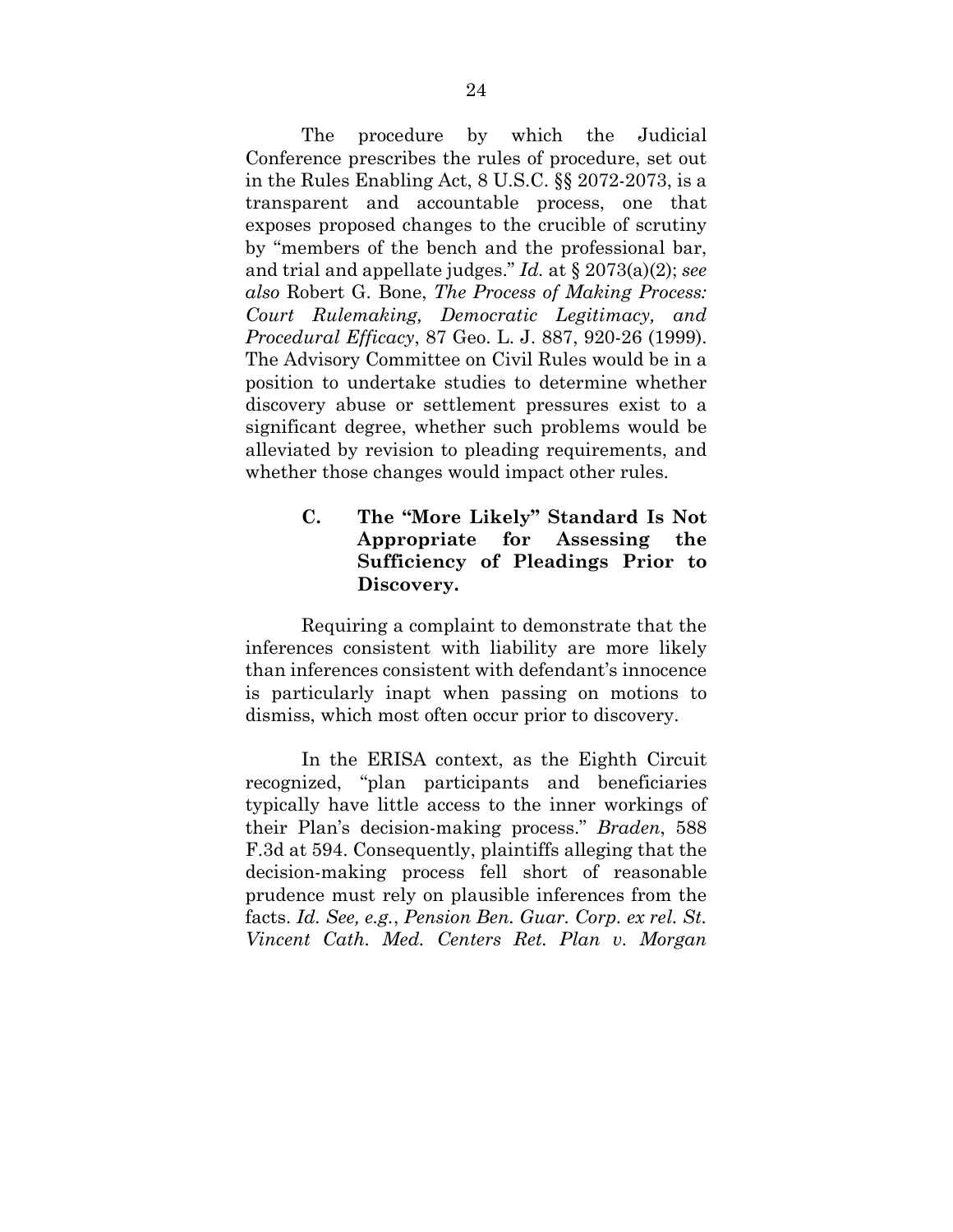The procedure by which the Judicial Conference prescribes the rules of procedure, set out in the Rules Enabling Act, 8 U.S.C. §§ 2072-2073, is a transparent and accountable process, one that exposes proposed changes to the crucible of scrutiny by "members of the bench and the professional bar, and trial and appellate judges." *Id.* at § 2073(a)(2); *see also* Robert G. Bone, *The Process of Making Process: Court Rulemaking, Democratic Legitimacy, and Procedural Efficacy*, 87 Geo. L. J. 887, 920-26 (1999). The Advisory Committee on Civil Rules would be in a position to undertake studies to determine whether discovery abuse or settlement pressures exist to a significant degree, whether such problems would be alleviated by revision to pleading requirements, and whether those changes would impact other rules.

### C. The "More Likely" Standard Is Not Appropriate for Assessing the Sufficiency of Pleadings Prior to Discovery.

Requiring a complaint to demonstrate that the inferences consistent with liability are more likely than inferences consistent with defendant's innocence is particularly inapt when passing on motions to dismiss, which most often occur prior to discovery.

In the ERISA context, as the Eighth Circuit recognized, "plan participants and beneficiaries typically have little access to the inner workings of their Plan's decision-making process." *Braden*, 588 F.3d at 594. Consequently, plaintiffs alleging that the decision-making process fell short of reasonable prudence must rely on plausible inferences from the facts. *Id. See, e.g.*, *Pension Ben. Guar. Corp. ex rel. St. Vincent Cath. Med. Centers Ret. Plan v. Morgan*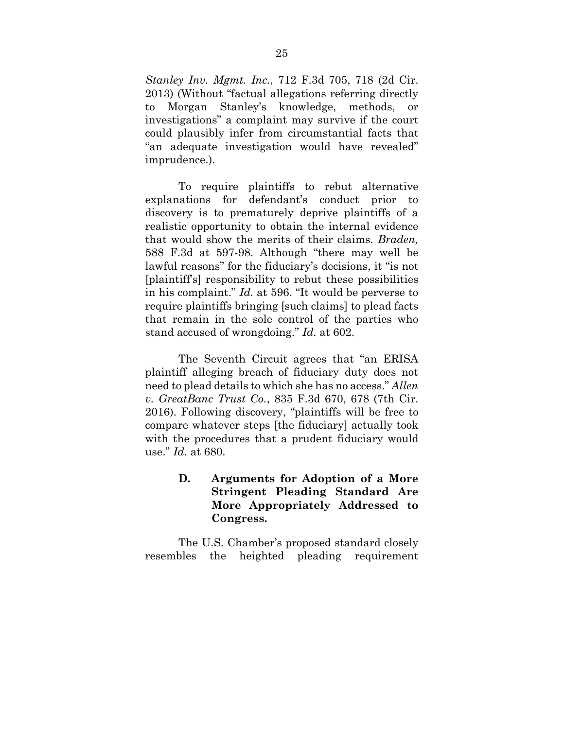*Stanley Inv. Mgmt. Inc.*, 712 F.3d 705, 718 (2d Cir. 2013) (Without "factual allegations referring directly to Morgan Stanley's knowledge, methods, or investigations" a complaint may survive if the court could plausibly infer from circumstantial facts that "an adequate investigation would have revealed" imprudence.).

To require plaintiffs to rebut alternative explanations for defendant's conduct prior to discovery is to prematurely deprive plaintiffs of a realistic opportunity to obtain the internal evidence that would show the merits of their claims. *Braden,* 588 F.3d at 597-98. Although "there may well be lawful reasons" for the fiduciary's decisions, it "is not [plaintiff's] responsibility to rebut these possibilities in his complaint." *Id.* at 596. "It would be perverse to require plaintiffs bringing [such claims] to plead facts that remain in the sole control of the parties who stand accused of wrongdoing." *Id.* at 602.

The Seventh Circuit agrees that "an ERISA plaintiff alleging breach of fiduciary duty does not need to plead details to which she has no access." *Allen v. GreatBanc Trust Co.*, 835 F.3d 670, 678 (7th Cir. 2016). Following discovery, "plaintiffs will be free to compare whatever steps [the fiduciary] actually took with the procedures that a prudent fiduciary would use." *Id.* at 680.

### D. Arguments for Adoption of a More Stringent Pleading Standard Are More Appropriately Addressed to Congress.

The U.S. Chamber's proposed standard closely resembles the heighted pleading requirement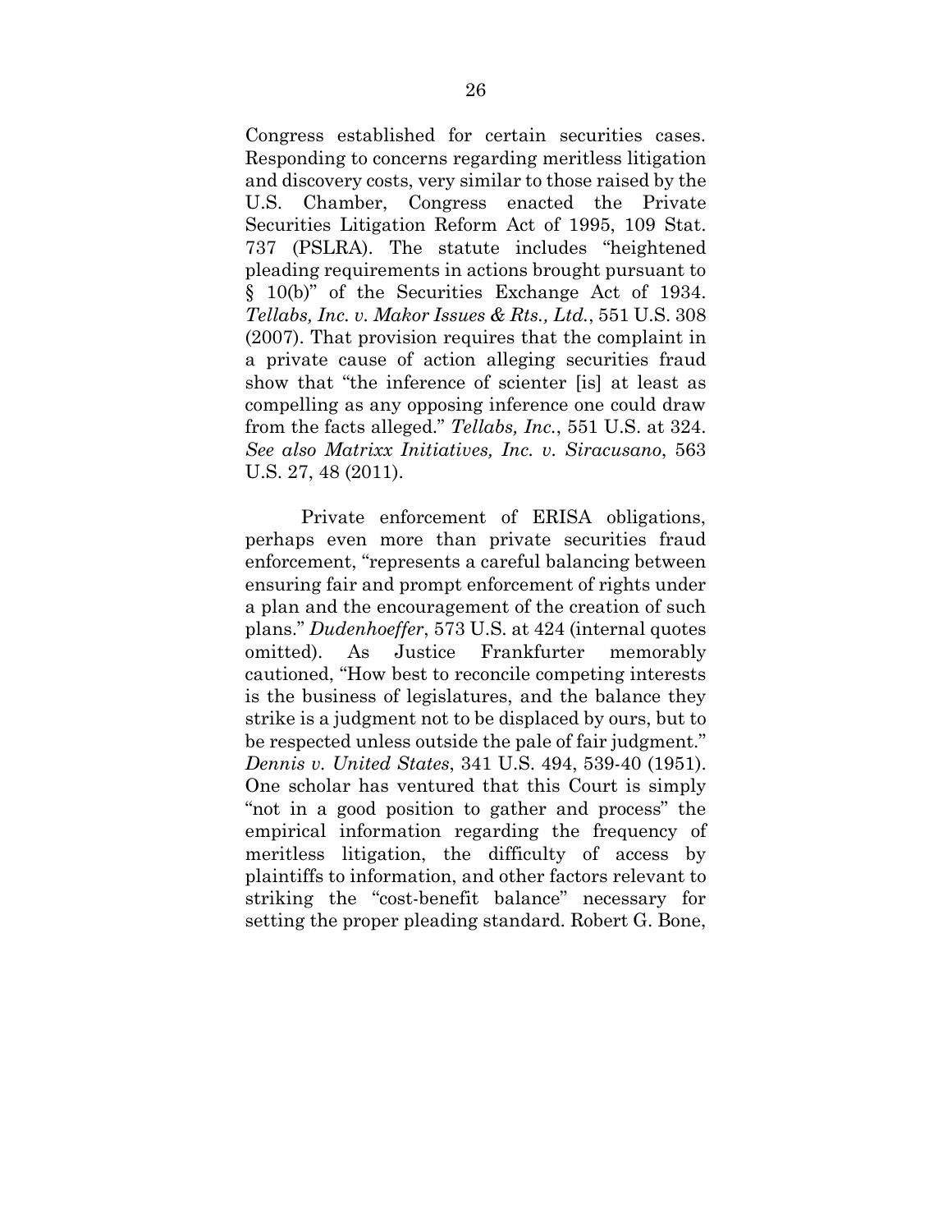Congress established for certain securities cases. Responding to concerns regarding meritless litigation and discovery costs, very similar to those raised by the U.S. Chamber, Congress enacted the Private Securities Litigation Reform Act of 1995, 109 Stat. 737 (PSLRA). The statute includes "heightened pleading requirements in actions brought pursuant to § 10(b)" of the Securities Exchange Act of 1934. *Tellabs, Inc. v. Makor Issues & Rts., Ltd.*, 551 U.S. 308 (2007). That provision requires that the complaint in a private cause of action alleging securities fraud show that "the inference of scienter [is] at least as compelling as any opposing inference one could draw from the facts alleged." *Tellabs, Inc.*, 551 U.S. at 324. *See also Matrixx Initiatives, Inc. v. Siracusano*, 563 U.S. 27, 48 (2011).

Private enforcement of ERISA obligations, perhaps even more than private securities fraud enforcement, "represents a careful balancing between ensuring fair and prompt enforcement of rights under a plan and the encouragement of the creation of such plans." *Dudenhoeffer*, 573 U.S. at 424 (internal quotes omitted). As Justice Frankfurter memorably cautioned, "How best to reconcile competing interests is the business of legislatures, and the balance they strike is a judgment not to be displaced by ours, but to be respected unless outside the pale of fair judgment." *Dennis v. United States*, 341 U.S. 494, 539-40 (1951). One scholar has ventured that this Court is simply "not in a good position to gather and process" the empirical information regarding the frequency of meritless litigation, the difficulty of access by plaintiffs to information, and other factors relevant to striking the "cost-benefit balance" necessary for setting the proper pleading standard. Robert G. Bone,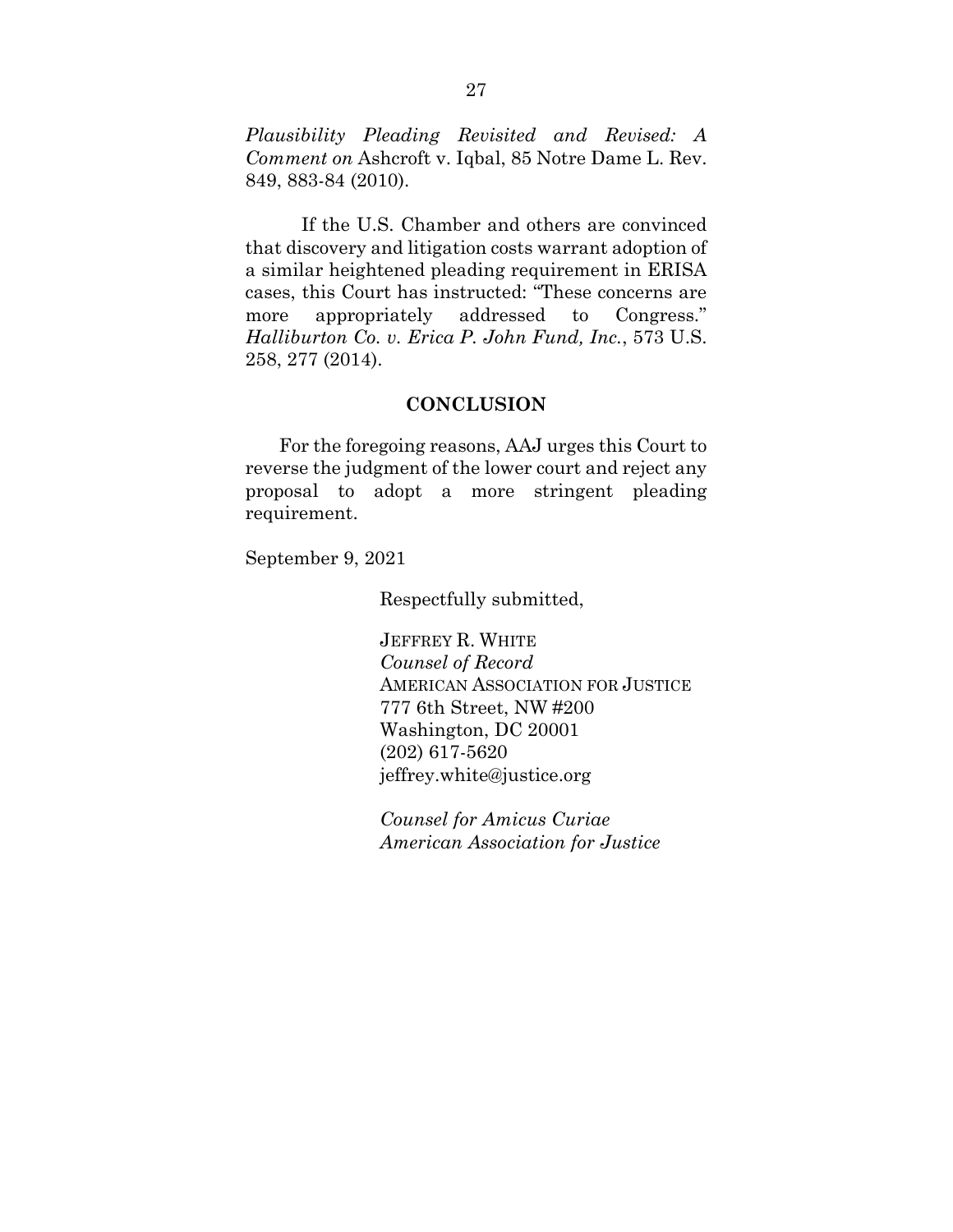*Plausibility Pleading Revisited and Revised: A Comment on* Ashcroft v. Iqbal, 85 Notre Dame L. Rev. 849, 883-84 (2010).

If the U.S. Chamber and others are convinced that discovery and litigation costs warrant adoption of a similar heightened pleading requirement in ERISA cases, this Court has instructed: "These concerns are more appropriately addressed to Congress." *Halliburton Co. v. Erica P. John Fund, Inc.*, 573 U.S. 258, 277 (2014).

## CONCLUSION

For the foregoing reasons, AAJ urges this Court to reverse the judgment of the lower court and reject any proposal to adopt a more stringent pleading requirement.

September 9, 2021

Respectfully submitted,

JEFFREY R. WHITE
*Counsel of Record*
AMERICAN ASSOCIATION FOR JUSTICE
777 6th Street, NW #200
Washington, DC 20001
(202) 617-5620
jeffrey.white@justice.org

*Counsel for Amicus Curiae*
*American Association for Justice*